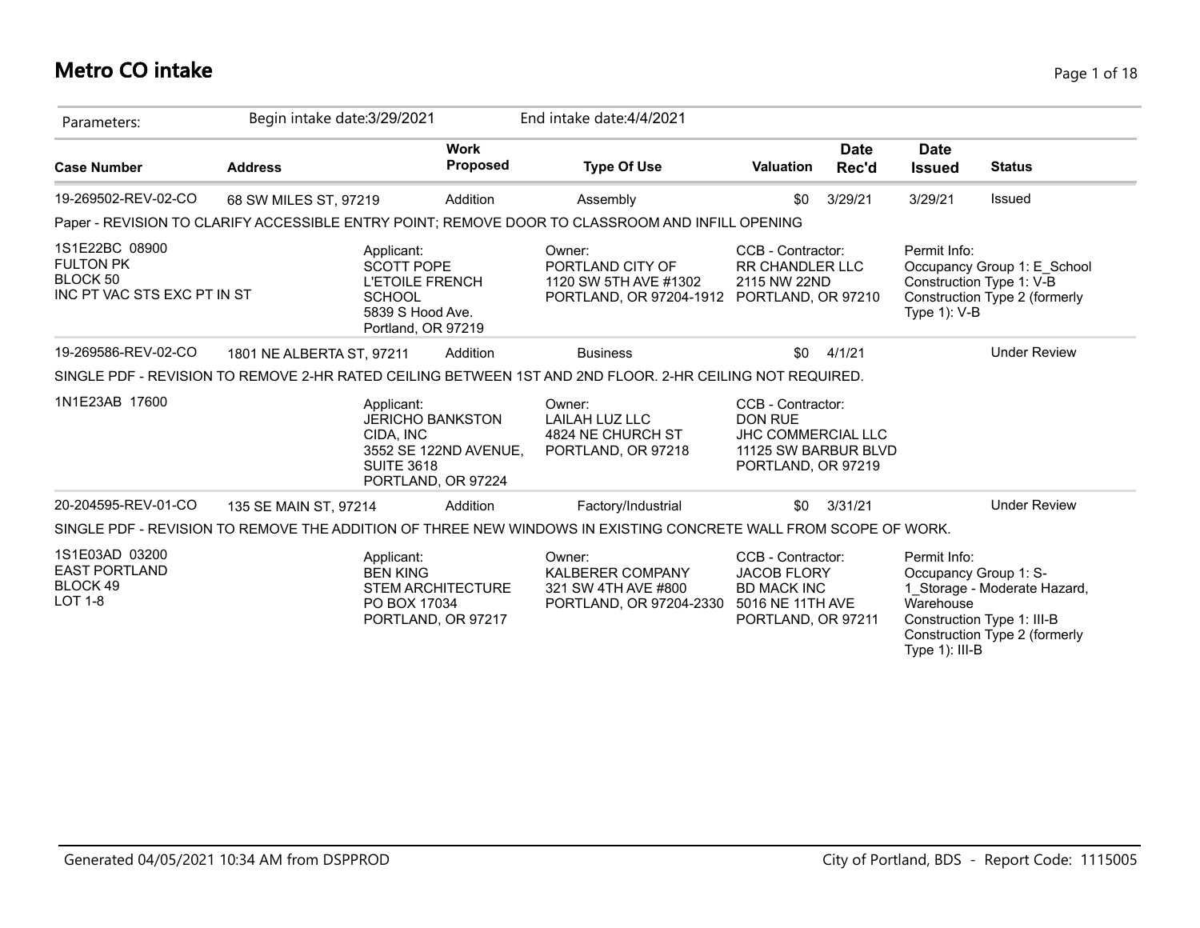# Metro CO intake

| Parameters: | Begin intake date:3/29/2021 | | End intake date:4/4/2021 | | | | |
|---|---|---|---|---|---|---|---|

| Case Number | Address | Work Proposed | Type Of Use | Valuation | Date Rec'd | Date Issued | Status |
|---|---|---|---|---|---|---|---|
| 19-269502-REV-02-CO | 68 SW MILES ST, 97219 | Addition | Assembly | $0 | 3/29/21 | 3/29/21 | Issued |

Paper - REVISION TO CLARIFY ACCESSIBLE ENTRY POINT; REMOVE DOOR TO CLASSROOM AND INFILL OPENING

1S1E22BC 08900
FULTON PK
BLOCK 50
INC PT VAC STS EXC PT IN ST

Applicant:
SCOTT POPE
L'ETOILE FRENCH SCHOOL
5839 S Hood Ave.
Portland, OR 97219

Owner:
PORTLAND CITY OF
1120 SW 5TH AVE #1302
PORTLAND, OR 97204-1912

CCB - Contractor:
RR CHANDLER LLC
2115 NW 22ND
PORTLAND, OR 97210

Permit Info:
Occupancy Group 1: E_School
Construction Type 1: V-B
Construction Type 2 (formerly Type 1): V-B

| Case Number | Address | Work Proposed | Type Of Use | Valuation | Date Rec'd | Date Issued | Status |
|---|---|---|---|---|---|---|---|
| 19-269586-REV-02-CO | 1801 NE ALBERTA ST, 97211 | Addition | Business | $0 | 4/1/21 | | Under Review |

SINGLE PDF - REVISION TO REMOVE 2-HR RATED CEILING BETWEEN 1ST AND 2ND FLOOR. 2-HR CEILING NOT REQUIRED.

1N1E23AB 17600

Applicant:
JERICHO BANKSTON
CIDA, INC
3552 SE 122ND AVENUE, SUITE 3618
PORTLAND, OR 97224

Owner:
LAILAH LUZ LLC
4824 NE CHURCH ST
PORTLAND, OR 97218

CCB - Contractor:
DON RUE
JHC COMMERCIAL LLC
11125 SW BARBUR BLVD
PORTLAND, OR 97219

| Case Number | Address | Work Proposed | Type Of Use | Valuation | Date Rec'd | Date Issued | Status |
|---|---|---|---|---|---|---|---|
| 20-204595-REV-01-CO | 135 SE MAIN ST, 97214 | Addition | Factory/Industrial | $0 | 3/31/21 | | Under Review |

SINGLE PDF - REVISION TO REMOVE THE ADDITION OF THREE NEW WINDOWS IN EXISTING CONCRETE WALL FROM SCOPE OF WORK.

1S1E03AD 03200
EAST PORTLAND
BLOCK 49
LOT 1-8

Applicant:
BEN KING
STEM ARCHITECTURE
PO BOX 17034
PORTLAND, OR 97217

Owner:
KALBERER COMPANY
321 SW 4TH AVE #800
PORTLAND, OR 97204-2330

CCB - Contractor:
JACOB FLORY
BD MACK INC
5016 NE 11TH AVE
PORTLAND, OR 97211

Permit Info:
Occupancy Group 1: S-1_Storage - Moderate Hazard, Warehouse
Construction Type 1: III-B
Construction Type 2 (formerly Type 1): III-B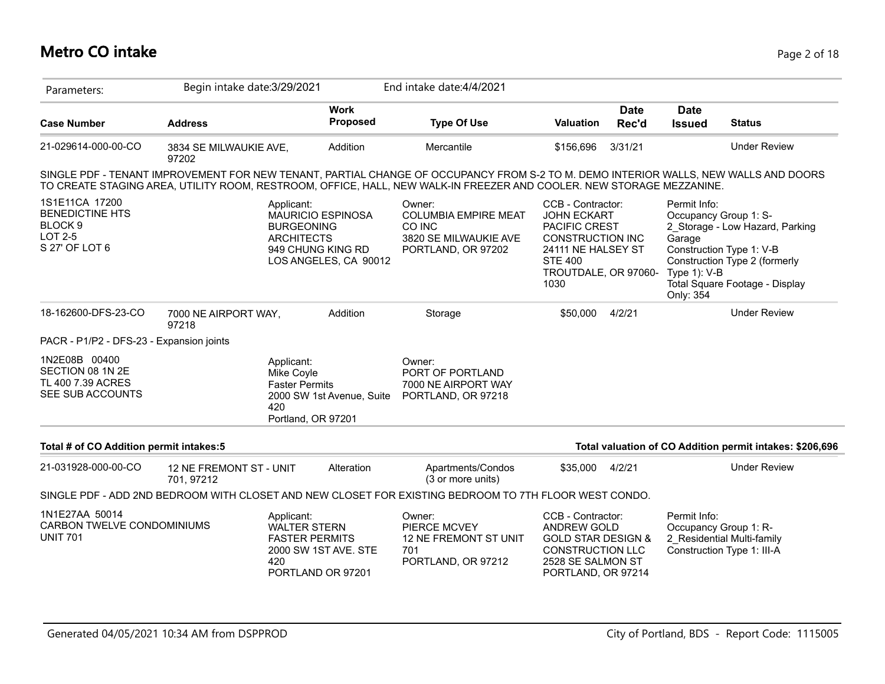# Metro CO intake

Parameters: Begin intake date:3/29/2021 End intake date:4/4/2021

| Case Number | Address | Work Proposed | Type Of Use | Valuation | Date Rec'd | Date Issued | Status |
|---|---|---|---|---|---|---|---|
| 21-029614-000-00-CO | 3834 SE MILWAUKIE AVE, 97202 | Addition | Mercantile | $156,696 | 3/31/21 | | Under Review |

SINGLE PDF - TENANT IMPROVEMENT FOR NEW TENANT, PARTIAL CHANGE OF OCCUPANCY FROM S-2 TO M. DEMO INTERIOR WALLS, NEW WALLS AND DOORS TO CREATE STAGING AREA, UTILITY ROOM, RESTROOM, OFFICE, HALL, NEW WALK-IN FREEZER AND COOLER. NEW STORAGE MEZZANINE.

1S1E11CA 17200
BENEDICTINE HTS
BLOCK 9
LOT 2-5
S 27' OF LOT 6

Applicant:
MAURICIO ESPINOSA
BURGEONING ARCHITECTS
949 CHUNG KING RD
LOS ANGELES, CA 90012

Owner:
COLUMBIA EMPIRE MEAT CO INC
3820 SE MILWAUKIE AVE
PORTLAND, OR 97202

CCB - Contractor:
JOHN ECKART
PACIFIC CREST CONSTRUCTION INC
24111 NE HALSEY ST STE 400
TROUTDALE, OR 97060-1030

Permit Info:
Occupancy Group 1: S-2_Storage - Low Hazard, Parking Garage
Construction Type 1: V-B
Construction Type 2 (formerly Type 1): V-B
Total Square Footage - Display Only: 354

| Case Number | Address | Work Proposed | Type Of Use | Valuation | Date Rec'd | Date Issued | Status |
|---|---|---|---|---|---|---|---|
| 18-162600-DFS-23-CO | 7000 NE AIRPORT WAY, 97218 | Addition | Storage | $50,000 | 4/2/21 | | Under Review |

PACR - P1/P2 - DFS-23 - Expansion joints

1N2E08B 00400
SECTION 08 1N 2E
TL 400 7.39 ACRES
SEE SUB ACCOUNTS

Applicant:
Mike Coyle
Faster Permits
2000 SW 1st Avenue, Suite 420
Portland, OR 97201

Owner:
PORT OF PORTLAND
7000 NE AIRPORT WAY
PORTLAND, OR 97218

**Total # of CO Addition permit intakes:5** **Total valuation of CO Addition permit intakes: $206,696**

| Case Number | Address | Work Proposed | Type Of Use | Valuation | Date Rec'd | Date Issued | Status |
|---|---|---|---|---|---|---|---|
| 21-031928-000-00-CO | 12 NE FREMONT ST - UNIT 701, 97212 | Alteration | Apartments/Condos (3 or more units) | $35,000 | 4/2/21 | | Under Review |

SINGLE PDF - ADD 2ND BEDROOM WITH CLOSET AND NEW CLOSET FOR EXISTING BEDROOM TO 7TH FLOOR WEST CONDO.

1N1E27AA 50014
CARBON TWELVE CONDOMINIUMS
UNIT 701

Applicant:
WALTER STERN
FASTER PERMITS
2000 SW 1ST AVE. STE 420
PORTLAND OR 97201

Owner:
PIERCE MCVEY
12 NE FREMONT ST UNIT 701
PORTLAND, OR 97212

CCB - Contractor:
ANDREW GOLD
GOLD STAR DESIGN & CONSTRUCTION LLC
2528 SE SALMON ST
PORTLAND, OR 97214

Permit Info:
Occupancy Group 1: R-2_Residential Multi-family
Construction Type 1: III-A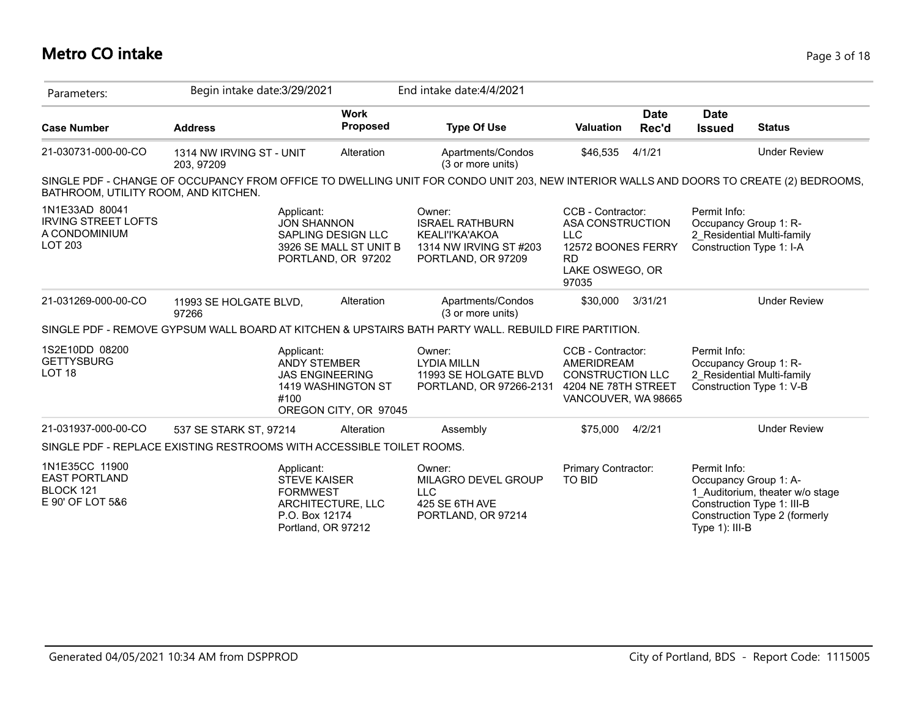# Metro CO intake

| Parameters: | Begin intake date:3/29/2021 | | End intake date:4/4/2021 | | | | |
|---|---|---|---|---|---|---|---|
| **Case Number** | **Address** | **Work Proposed** | **Type Of Use** | **Valuation** | **Date Rec'd** | **Date Issued** | **Status** |
| 21-030731-000-00-CO | 1314 NW IRVING ST - UNIT 203, 97209 | Alteration | Apartments/Condos (3 or more units) | $46,535 | 4/1/21 | | Under Review |

SINGLE PDF - CHANGE OF OCCUPANCY FROM OFFICE TO DWELLING UNIT FOR CONDO UNIT 203, NEW INTERIOR WALLS AND DOORS TO CREATE (2) BEDROOMS, BATHROOM, UTILITY ROOM, AND KITCHEN.

| | | | | |
|---|---|---|---|---|
| 1N1E33AD 80041 IRVING STREET LOFTS A CONDOMINIUM LOT 203 | Applicant: JON SHANNON SAPLING DESIGN LLC 3926 SE MALL ST UNIT B PORTLAND, OR 97202 | Owner: ISRAEL RATHBURN KEALI'I'KA'AKOA 1314 NW IRVING ST #203 PORTLAND, OR 97209 | CCB - Contractor: ASA CONSTRUCTION LLC 12572 BOONES FERRY RD LAKE OSWEGO, OR 97035 | Permit Info: Occupancy Group 1: R-2_Residential Multi-family Construction Type 1: I-A |

| **Case Number** | **Address** | **Work Proposed** | **Type Of Use** | **Valuation** | **Date Rec'd** | **Date Issued** | **Status** |
|---|---|---|---|---|---|---|---|
| 21-031269-000-00-CO | 11993 SE HOLGATE BLVD, 97266 | Alteration | Apartments/Condos (3 or more units) | $30,000 | 3/31/21 | | Under Review |

SINGLE PDF - REMOVE GYPSUM WALL BOARD AT KITCHEN & UPSTAIRS BATH PARTY WALL. REBUILD FIRE PARTITION.

| | | | | |
|---|---|---|---|---|
| 1S2E10DD 08200 GETTYSBURG LOT 18 | Applicant: ANDY STEMBER JAS ENGINEERING 1419 WASHINGTON ST #100 OREGON CITY, OR 97045 | Owner: LYDIA MILLN 11993 SE HOLGATE BLVD PORTLAND, OR 97266-2131 | CCB - Contractor: AMERIDREAM CONSTRUCTION LLC 4204 NE 78TH STREET VANCOUVER, WA 98665 | Permit Info: Occupancy Group 1: R-2_Residential Multi-family Construction Type 1: V-B |

| **Case Number** | **Address** | **Work Proposed** | **Type Of Use** | **Valuation** | **Date Rec'd** | **Date Issued** | **Status** |
|---|---|---|---|---|---|---|---|
| 21-031937-000-00-CO | 537 SE STARK ST, 97214 | Alteration | Assembly | $75,000 | 4/2/21 | | Under Review |

SINGLE PDF - REPLACE EXISTING RESTROOMS WITH ACCESSIBLE TOILET ROOMS.

| | | | | |
|---|---|---|---|---|
| 1N1E35CC 11900 EAST PORTLAND BLOCK 121 E 90' OF LOT 5&6 | Applicant: STEVE KAISER FORMWEST ARCHITECTURE, LLC P.O. Box 12174 Portland, OR 97212 | Owner: MILAGRO DEVEL GROUP LLC 425 SE 6TH AVE PORTLAND, OR 97214 | Primary Contractor: TO BID | Permit Info: Occupancy Group 1: A-1_Auditorium, theater w/o stage Construction Type 1: III-B Construction Type 2 (formerly Type 1): III-B |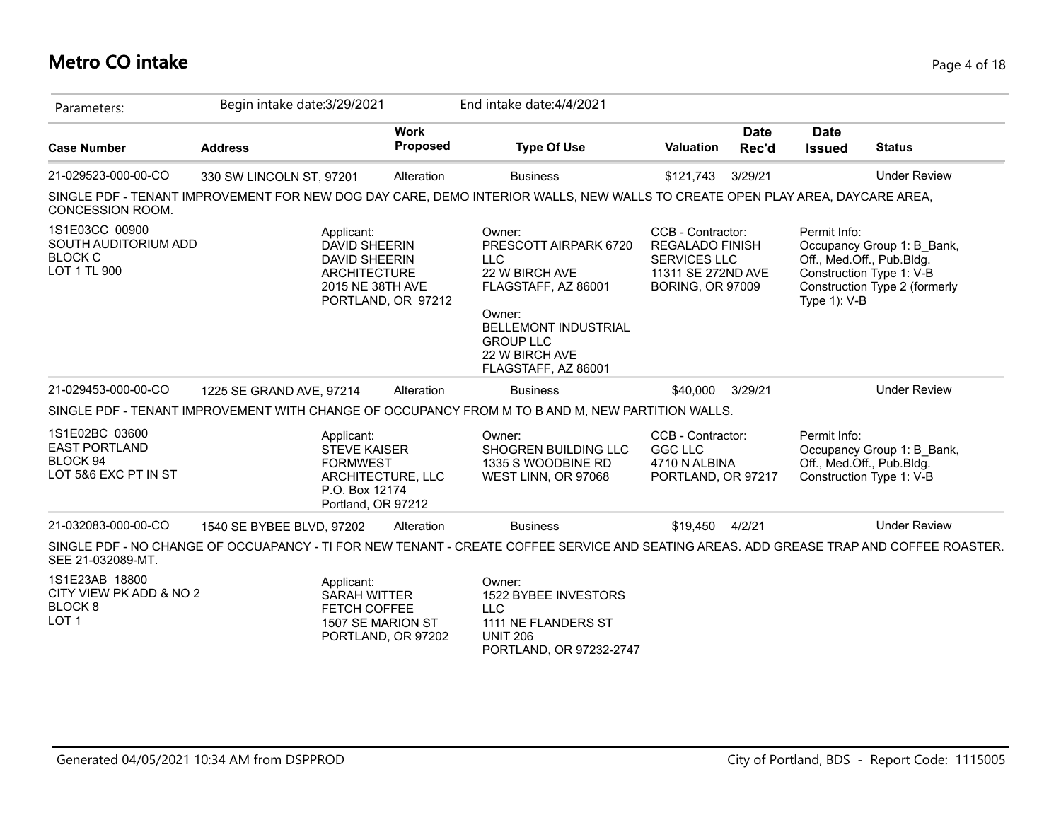# Metro CO intake

| Parameters: | Begin intake date:3/29/2021 | | End intake date:4/4/2021 | | | | |
|---|---|---|---|---|---|---|---|
| **Case Number** | **Address** | **Work Proposed** | **Type Of Use** | **Valuation** | **Date Rec'd** | **Date Issued** | **Status** |
| 21-029523-000-00-CO | 330 SW LINCOLN ST, 97201 | Alteration | Business | $121,743 | 3/29/21 | | Under Review |

SINGLE PDF - TENANT IMPROVEMENT FOR NEW DOG DAY CARE, DEMO INTERIOR WALLS, NEW WALLS TO CREATE OPEN PLAY AREA, DAYCARE AREA, CONCESSION ROOM.

1S1E03CC 00900
SOUTH AUDITORIUM ADD
BLOCK C
LOT 1 TL 900

Applicant:
DAVID SHEERIN
DAVID SHEERIN
ARCHITECTURE
2015 NE 38TH AVE
PORTLAND, OR 97212

Owner:
PRESCOTT AIRPARK 6720
LLC
22 W BIRCH AVE
FLAGSTAFF, AZ 86001

Owner:
BELLEMONT INDUSTRIAL
GROUP LLC
22 W BIRCH AVE
FLAGSTAFF, AZ 86001

CCB - Contractor:
REGALADO FINISH
SERVICES LLC
11311 SE 272ND AVE
BORING, OR 97009

Permit Info:
Occupancy Group 1: B_Bank, Off., Med.Off., Pub.Bldg.
Construction Type 1: V-B
Construction Type 2 (formerly Type 1): V-B

| Case Number | Address | Work Proposed | Type Of Use | Valuation | Date Rec'd | Date Issued | Status |
|---|---|---|---|---|---|---|---|
| 21-029453-000-00-CO | 1225 SE GRAND AVE, 97214 | Alteration | Business | $40,000 | 3/29/21 | | Under Review |

SINGLE PDF - TENANT IMPROVEMENT WITH CHANGE OF OCCUPANCY FROM M TO B AND M, NEW PARTITION WALLS.

1S1E02BC 03600
EAST PORTLAND
BLOCK 94
LOT 5&6 EXC PT IN ST

Applicant:
STEVE KAISER
FORMWEST
ARCHITECTURE, LLC
P.O. Box 12174
Portland, OR 97212

Owner:
SHOGREN BUILDING LLC
1335 S WOODBINE RD
WEST LINN, OR 97068

CCB - Contractor:
GGC LLC
4710 N ALBINA
PORTLAND, OR 97217

Permit Info:
Occupancy Group 1: B_Bank, Off., Med.Off., Pub.Bldg.
Construction Type 1: V-B

| Case Number | Address | Work Proposed | Type Of Use | Valuation | Date Rec'd | Date Issued | Status |
|---|---|---|---|---|---|---|---|
| 21-032083-000-00-CO | 1540 SE BYBEE BLVD, 97202 | Alteration | Business | $19,450 | 4/2/21 | | Under Review |

SINGLE PDF - NO CHANGE OF OCCUAPANCY - TI FOR NEW TENANT - CREATE COFFEE SERVICE AND SEATING AREAS. ADD GREASE TRAP AND COFFEE ROASTER. SEE 21-032089-MT.

1S1E23AB 18800
CITY VIEW PK ADD & NO 2
BLOCK 8
LOT 1

Applicant:
SARAH WITTER
FETCH COFFEE
1507 SE MARION ST
PORTLAND, OR 97202

Owner:
1522 BYBEE INVESTORS
LLC
1111 NE FLANDERS ST
UNIT 206
PORTLAND, OR 97232-2747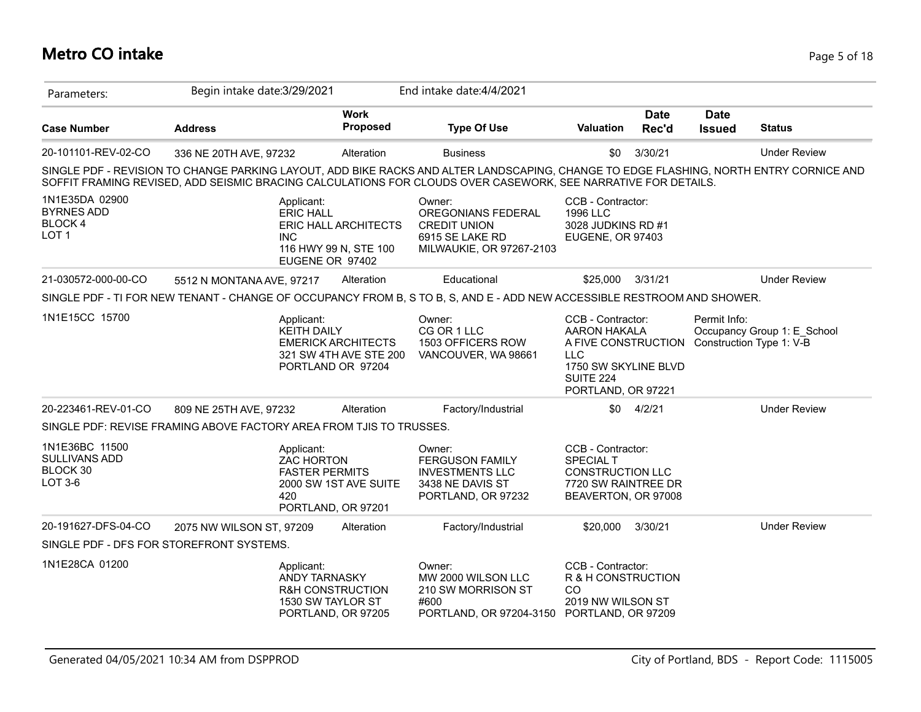# Metro CO intake

Parameters: Begin intake date:3/29/2021 End intake date:4/4/2021

| Case Number | Address | Work Proposed | Type Of Use | Valuation | Date Rec'd | Date Issued | Status |
|---|---|---|---|---|---|---|---|
| 20-101101-REV-02-CO | 336 NE 20TH AVE, 97232 | Alteration | Business | $0 | 3/30/21 | | Under Review |

SINGLE PDF - REVISION TO CHANGE PARKING LAYOUT, ADD BIKE RACKS AND ALTER LANDSCAPING, CHANGE TO EDGE FLASHING, NORTH ENTRY CORNICE AND SOFFIT FRAMING REVISED, ADD SEISMIC BRACING CALCULATIONS FOR CLOUDS OVER CASEWORK, SEE NARRATIVE FOR DETAILS.

1N1E35DA 02900
BYRNES ADD
BLOCK 4
LOT 1

Applicant:
ERIC HALL
ERIC HALL ARCHITECTS INC
116 HWY 99 N, STE 100
EUGENE OR 97402

Owner:
OREGONIANS FEDERAL CREDIT UNION
6915 SE LAKE RD
MILWAUKIE, OR 97267-2103

CCB - Contractor:
1996 LLC
3028 JUDKINS RD #1
EUGENE, OR 97403

| Case Number | Address | Work Proposed | Type Of Use | Valuation | Date Rec'd | Date Issued | Status |
|---|---|---|---|---|---|---|---|
| 21-030572-000-00-CO | 5512 N MONTANA AVE, 97217 | Alteration | Educational | $25,000 | 3/31/21 | | Under Review |

SINGLE PDF - TI FOR NEW TENANT - CHANGE OF OCCUPANCY FROM B, S TO B, S, AND E - ADD NEW ACCESSIBLE RESTROOM AND SHOWER.

1N1E15CC 15700

Applicant:
KEITH DAILY
EMERICK ARCHITECTS
321 SW 4TH AVE STE 200
PORTLAND OR 97204

Owner:
CG OR 1 LLC
1503 OFFICERS ROW
VANCOUVER, WA 98661

CCB - Contractor:
AARON HAKALA
A FIVE CONSTRUCTION LLC
1750 SW SKYLINE BLVD SUITE 224
PORTLAND, OR 97221

Permit Info:
Occupancy Group 1: E_School
Construction Type 1: V-B

| Case Number | Address | Work Proposed | Type Of Use | Valuation | Date Rec'd | Date Issued | Status |
|---|---|---|---|---|---|---|---|
| 20-223461-REV-01-CO | 809 NE 25TH AVE, 97232 | Alteration | Factory/Industrial | $0 | 4/2/21 | | Under Review |

SINGLE PDF: REVISE FRAMING ABOVE FACTORY AREA FROM TJIS TO TRUSSES.

1N1E36BC 11500
SULLIVANS ADD
BLOCK 30
LOT 3-6

Applicant:
ZAC HORTON
FASTER PERMITS
2000 SW 1ST AVE SUITE 420
PORTLAND, OR 97201

Owner:
FERGUSON FAMILY INVESTMENTS LLC
3438 NE DAVIS ST
PORTLAND, OR 97232

CCB - Contractor:
SPECIAL T CONSTRUCTION LLC
7720 SW RAINTREE DR
BEAVERTON, OR 97008

| Case Number | Address | Work Proposed | Type Of Use | Valuation | Date Rec'd | Date Issued | Status |
|---|---|---|---|---|---|---|---|
| 20-191627-DFS-04-CO | 2075 NW WILSON ST, 97209 | Alteration | Factory/Industrial | $20,000 | 3/30/21 | | Under Review |

SINGLE PDF - DFS FOR STOREFRONT SYSTEMS.

1N1E28CA 01200

Applicant:
ANDY TARNASKY
R&H CONSTRUCTION
1530 SW TAYLOR ST
PORTLAND, OR 97205

Owner:
MW 2000 WILSON LLC
210 SW MORRISON ST #600
PORTLAND, OR 97204-3150

CCB - Contractor:
R & H CONSTRUCTION CO
2019 NW WILSON ST
PORTLAND, OR 97209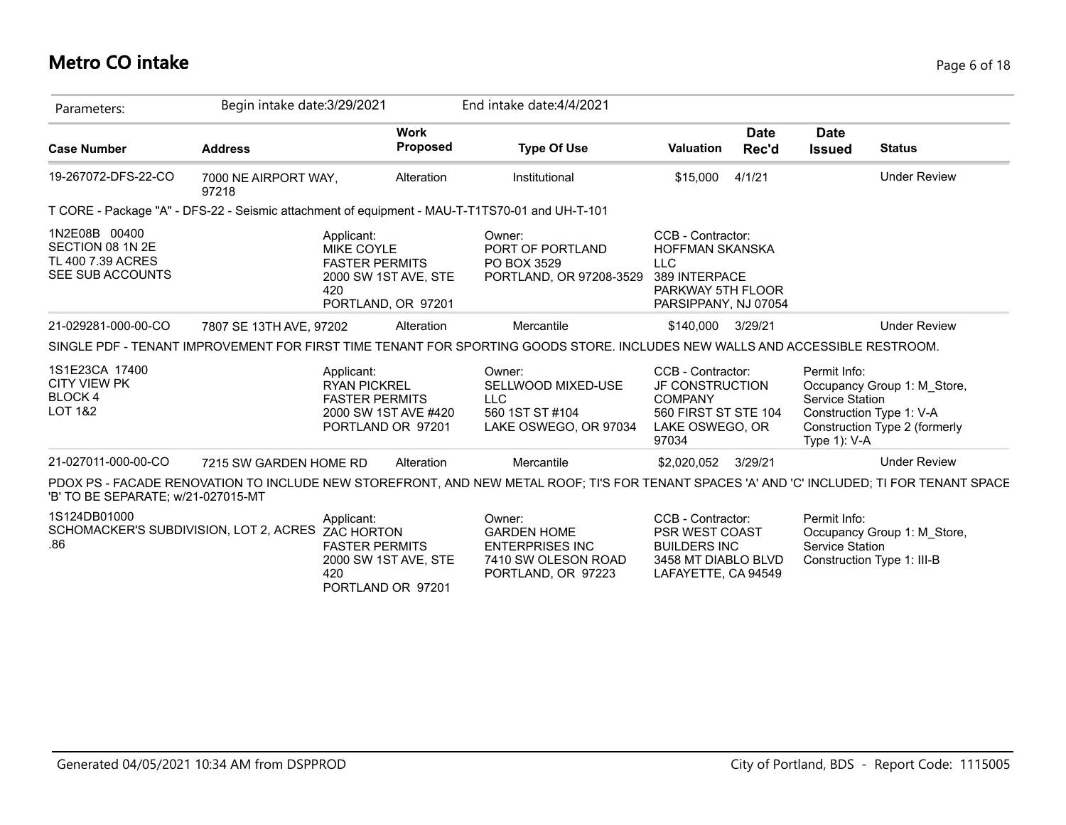# Metro CO intake

| Parameters: | Begin intake date:3/29/2021 | | End intake date:4/4/2021 | | | | |
|---|---|---|---|---|---|---|---|

| Case Number | Address | Work Proposed | Type Of Use | Valuation | Date Rec'd | Date Issued | Status |
|---|---|---|---|---|---|---|---|
| 19-267072-DFS-22-CO | 7000 NE AIRPORT WAY, 97218 | Alteration | Institutional | $15,000 | 4/1/21 | | Under Review |

T CORE - Package "A" - DFS-22 - Seismic attachment of equipment - MAU-T-T1TS70-01 and UH-T-101

1N2E08B 00400
SECTION 08 1N 2E
TL 400 7.39 ACRES
SEE SUB ACCOUNTS

Applicant:
MIKE COYLE
FASTER PERMITS
2000 SW 1ST AVE, STE 420
PORTLAND, OR 97201

Owner:
PORT OF PORTLAND
PO BOX 3529
PORTLAND, OR 97208-3529

CCB - Contractor:
HOFFMAN SKANSKA LLC
389 INTERPACE PARKWAY 5TH FLOOR
PARSIPPANY, NJ 07054

| Case Number | Address | Work Proposed | Type Of Use | Valuation | Date Rec'd | Date Issued | Status |
|---|---|---|---|---|---|---|---|
| 21-029281-000-00-CO | 7807 SE 13TH AVE, 97202 | Alteration | Mercantile | $140,000 | 3/29/21 | | Under Review |

SINGLE PDF - TENANT IMPROVEMENT FOR FIRST TIME TENANT FOR SPORTING GOODS STORE. INCLUDES NEW WALLS AND ACCESSIBLE RESTROOM.

1S1E23CA 17400
CITY VIEW PK
BLOCK 4
LOT 1&2

Applicant:
RYAN PICKREL
FASTER PERMITS
2000 SW 1ST AVE #420
PORTLAND OR 97201

Owner:
SELLWOOD MIXED-USE LLC
560 1ST ST #104
LAKE OSWEGO, OR 97034

CCB - Contractor:
JF CONSTRUCTION COMPANY
560 FIRST ST STE 104
LAKE OSWEGO, OR 97034

Permit Info:
Occupancy Group 1: M_Store, Service Station
Construction Type 1: V-A
Construction Type 2 (formerly Type 1): V-A

| Case Number | Address | Work Proposed | Type Of Use | Valuation | Date Rec'd | Date Issued | Status |
|---|---|---|---|---|---|---|---|
| 21-027011-000-00-CO | 7215 SW GARDEN HOME RD | Alteration | Mercantile | $2,020,052 | 3/29/21 | | Under Review |

PDOX PS - FACADE RENOVATION TO INCLUDE NEW STOREFRONT, AND NEW METAL ROOF; TI'S FOR TENANT SPACES 'A' AND 'C' INCLUDED; TI FOR TENANT SPACE 'B' TO BE SEPARATE; w/21-027015-MT

1S124DB01000
SCHOMACKER'S SUBDIVISION, LOT 2, ACRES .86

Applicant:
ZAC HORTON
FASTER PERMITS
2000 SW 1ST AVE, STE 420
PORTLAND OR 97201

Owner:
GARDEN HOME ENTERPRISES INC
7410 SW OLESON ROAD
PORTLAND, OR 97223

CCB - Contractor:
PSR WEST COAST BUILDERS INC
3458 MT DIABLO BLVD
LAFAYETTE, CA 94549

Permit Info:
Occupancy Group 1: M_Store, Service Station
Construction Type 1: III-B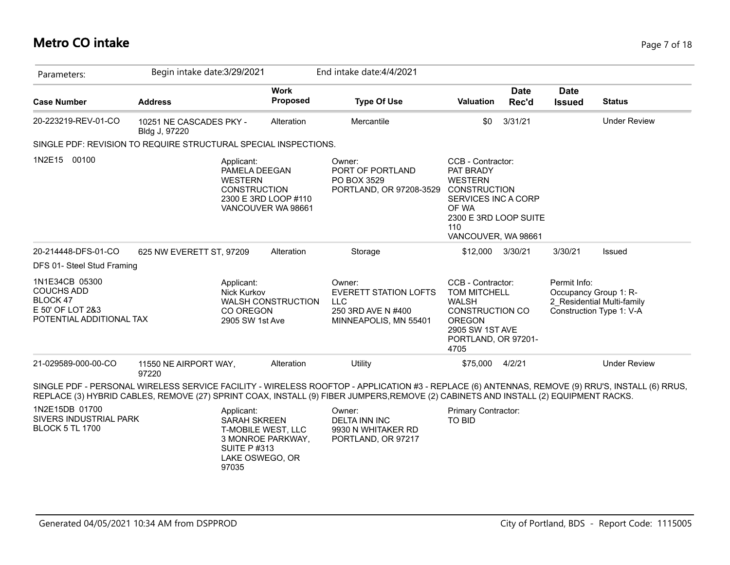# Metro CO intake

Parameters: Begin intake date:3/29/2021 End intake date:4/4/2021

| Case Number | Address | Work Proposed | Type Of Use | Valuation | Date Rec'd | Date Issued | Status |
|---|---|---|---|---|---|---|---|
| 20-223219-REV-01-CO | 10251 NE CASCADES PKY - Bldg J, 97220 | Alteration | Mercantile | $0 | 3/31/21 | | Under Review |

SINGLE PDF: REVISION TO REQUIRE STRUCTURAL SPECIAL INSPECTIONS.

1N2E15 00100

Applicant:
PAMELA DEEGAN
WESTERN CONSTRUCTION
2300 E 3RD LOOP #110
VANCOUVER WA 98661

Owner:
PORT OF PORTLAND
PO BOX 3529
PORTLAND, OR 97208-3529

CCB - Contractor:
PAT BRADY
WESTERN CONSTRUCTION SERVICES INC A CORP OF WA
2300 E 3RD LOOP SUITE 110
VANCOUVER, WA 98661

| Case Number | Address | Work Proposed | Type Of Use | Valuation | Date Rec'd | Date Issued | Status |
|---|---|---|---|---|---|---|---|
| 20-214448-DFS-01-CO | 625 NW EVERETT ST, 97209 | Alteration | Storage | $12,000 | 3/30/21 | 3/30/21 | Issued |

DFS 01- Steel Stud Framing

1N1E34CB 05300
COUCHS ADD
BLOCK 47
E 50' OF LOT 2&3
POTENTIAL ADDITIONAL TAX

Applicant:
Nick Kurkov
WALSH CONSTRUCTION CO OREGON
2905 SW 1st Ave

Owner:
EVERETT STATION LOFTS LLC
250 3RD AVE N #400
MINNEAPOLIS, MN 55401

CCB - Contractor:
TOM MITCHELL
WALSH CONSTRUCTION CO OREGON
2905 SW 1ST AVE
PORTLAND, OR 97201-4705

Permit Info:
Occupancy Group 1: R-2_Residential Multi-family
Construction Type 1: V-A

| Case Number | Address | Work Proposed | Type Of Use | Valuation | Date Rec'd | Date Issued | Status |
|---|---|---|---|---|---|---|---|
| 21-029589-000-00-CO | 11550 NE AIRPORT WAY, 97220 | Alteration | Utility | $75,000 | 4/2/21 | | Under Review |

SINGLE PDF - PERSONAL WIRELESS SERVICE FACILITY - WIRELESS ROOFTOP - APPLICATION #3 - REPLACE (6) ANTENNAS, REMOVE (9) RRU'S, INSTALL (6) RRUS, REPLACE (3) HYBRID CABLES, REMOVE (27) SPRINT COAX, INSTALL (9) FIBER JUMPERS,REMOVE (2) CABINETS AND INSTALL (2) EQUIPMENT RACKS.

1N2E15DB 01700
SIVERS INDUSTRIAL PARK
BLOCK 5 TL 1700

Applicant:
SARAH SKREEN
T-MOBILE WEST, LLC
3 MONROE PARKWAY, SUITE P #313
LAKE OSWEGO, OR 97035

Owner:
DELTA INN INC
9930 N WHITAKER RD
PORTLAND, OR 97217

Primary Contractor:
TO BID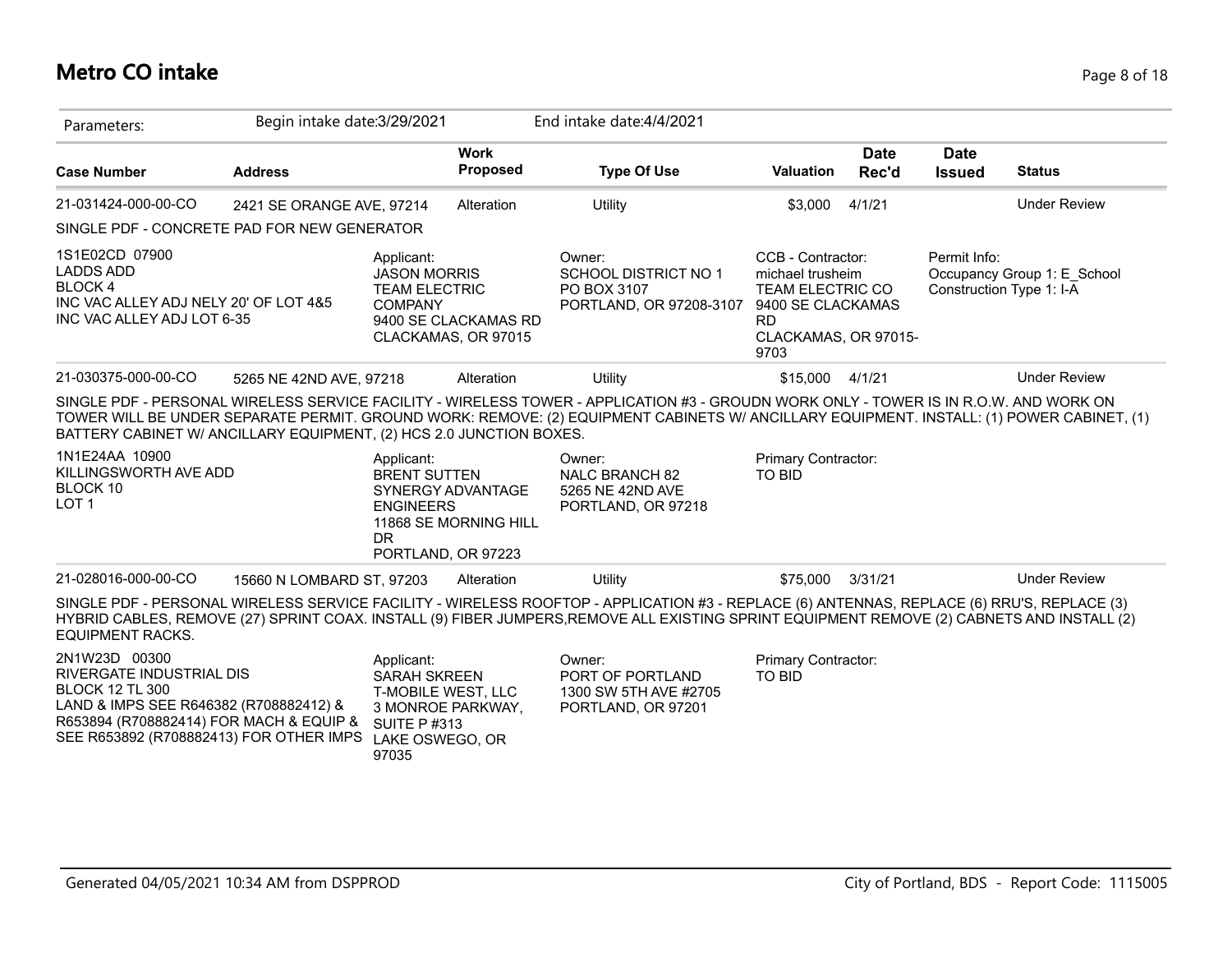# Metro CO intake

| Parameters: | Begin intake date:3/29/2021 | | End intake date:4/4/2021 | | | | |
|---|---|---|---|---|---|---|---|
| **Case Number** | **Address** | **Work Proposed** | **Type Of Use** | **Valuation** | **Date Rec'd** | **Date Issued** | **Status** |
| 21-031424-000-00-CO | 2421 SE ORANGE AVE, 97214 | Alteration | Utility | $3,000 | 4/1/21 | | Under Review |

SINGLE PDF - CONCRETE PAD FOR NEW GENERATOR

1S1E02CD 07900
LADDS ADD
BLOCK 4
INC VAC ALLEY ADJ NELY 20' OF LOT 4&5
INC VAC ALLEY ADJ LOT 6-35

Applicant:
JASON MORRIS
TEAM ELECTRIC COMPANY
9400 SE CLACKAMAS RD
CLACKAMAS, OR 97015

Owner:
SCHOOL DISTRICT NO 1
PO BOX 3107
PORTLAND, OR 97208-3107

CCB - Contractor:
michael trusheim
TEAM ELECTRIC CO
9400 SE CLACKAMAS RD
CLACKAMAS, OR 97015-9703

Permit Info:
Occupancy Group 1: E_School
Construction Type 1: I-A

| Case Number | Address | Work Proposed | Type Of Use | Valuation | Date Rec'd | Date Issued | Status |
|---|---|---|---|---|---|---|---|
| 21-030375-000-00-CO | 5265 NE 42ND AVE, 97218 | Alteration | Utility | $15,000 | 4/1/21 | | Under Review |

SINGLE PDF - PERSONAL WIRELESS SERVICE FACILITY - WIRELESS TOWER - APPLICATION #3 - GROUDN WORK ONLY - TOWER IS IN R.O.W. AND WORK ON TOWER WILL BE UNDER SEPARATE PERMIT. GROUND WORK: REMOVE: (2) EQUIPMENT CABINETS W/ ANCILLARY EQUIPMENT. INSTALL: (1) POWER CABINET, (1) BATTERY CABINET W/ ANCILLARY EQUIPMENT, (2) HCS 2.0 JUNCTION BOXES.

1N1E24AA 10900
KILLINGSWORTH AVE ADD
BLOCK 10
LOT 1

Applicant:
BRENT SUTTEN
SYNERGY ADVANTAGE ENGINEERS
11868 SE MORNING HILL DR
PORTLAND, OR 97223

Owner:
NALC BRANCH 82
5265 NE 42ND AVE
PORTLAND, OR 97218

Primary Contractor:
TO BID

| Case Number | Address | Work Proposed | Type Of Use | Valuation | Date Rec'd | Date Issued | Status |
|---|---|---|---|---|---|---|---|
| 21-028016-000-00-CO | 15660 N LOMBARD ST, 97203 | Alteration | Utility | $75,000 | 3/31/21 | | Under Review |

SINGLE PDF - PERSONAL WIRELESS SERVICE FACILITY - WIRELESS ROOFTOP - APPLICATION #3 - REPLACE (6) ANTENNAS, REPLACE (6) RRU'S, REPLACE (3) HYBRID CABLES, REMOVE (27) SPRINT COAX. INSTALL (9) FIBER JUMPERS,REMOVE ALL EXISTING SPRINT EQUIPMENT REMOVE (2) CABNETS AND INSTALL (2) EQUIPMENT RACKS.

2N1W23D 00300
RIVERGATE INDUSTRIAL DIS
BLOCK 12 TL 300
LAND & IMPS SEE R646382 (R708882412) & R653894 (R708882414) FOR MACH & EQUIP & SEE R653892 (R708882413) FOR OTHER IMPS

Applicant:
SARAH SKREEN
T-MOBILE WEST, LLC
3 MONROE PARKWAY, SUITE P #313
LAKE OSWEGO, OR 97035

Owner:
PORT OF PORTLAND
1300 SW 5TH AVE #2705
PORTLAND, OR 97201

Primary Contractor:
TO BID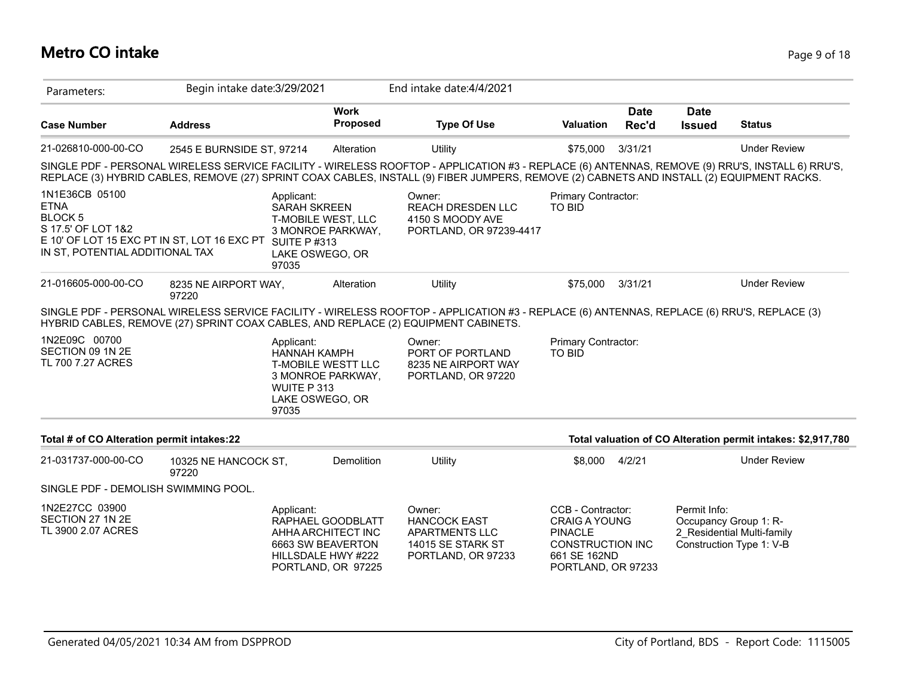# Metro CO intake

| Parameters: | Begin intake date:3/29/2021 | | End intake date:4/4/2021 | | | | |
|---|---|---|---|---|---|---|---|
| **Case Number** | **Address** | **Work Proposed** | **Type Of Use** | **Valuation** | **Date Rec'd** | **Date Issued** | **Status** |
| 21-026810-000-00-CO | 2545 E BURNSIDE ST, 97214 | Alteration | Utility | $75,000 | 3/31/21 | | Under Review |

SINGLE PDF - PERSONAL WIRELESS SERVICE FACILITY - WIRELESS ROOFTOP - APPLICATION #3 - REPLACE (6) ANTENNAS, REMOVE (9) RRU'S, INSTALL 6) RRU'S, REPLACE (3) HYBRID CABLES, REMOVE (27) SPRINT COAX CABLES, INSTALL (9) FIBER JUMPERS, REMOVE (2) CABNETS AND INSTALL (2) EQUIPMENT RACKS.

1N1E36CB 05100
ETNA
BLOCK 5
S 17.5' OF LOT 1&2
E 10' OF LOT 15 EXC PT IN ST, LOT 16 EXC PT IN ST, POTENTIAL ADDITIONAL TAX

Applicant:
SARAH SKREEN
T-MOBILE WEST, LLC
3 MONROE PARKWAY, SUITE P #313
LAKE OSWEGO, OR 97035

Owner:
REACH DRESDEN LLC
4150 S MOODY AVE
PORTLAND, OR 97239-4417

Primary Contractor:
TO BID

| Case Number | Address | Work Proposed | Type Of Use | Valuation | Date Rec'd | Date Issued | Status |
|---|---|---|---|---|---|---|---|
| 21-016605-000-00-CO | 8235 NE AIRPORT WAY, 97220 | Alteration | Utility | $75,000 | 3/31/21 | | Under Review |

SINGLE PDF - PERSONAL WIRELESS SERVICE FACILITY - WIRELESS ROOFTOP - APPLICATION #3 - REPLACE (6) ANTENNAS, REPLACE (6) RRU'S, REPLACE (3) HYBRID CABLES, REMOVE (27) SPRINT COAX CABLES, AND REPLACE (2) EQUIPMENT CABINETS.

1N2E09C 00700
SECTION 09 1N 2E
TL 700 7.27 ACRES

Applicant:
HANNAH KAMPH
T-MOBILE WESTT LLC
3 MONROE PARKWAY, WUITE P 313
LAKE OSWEGO, OR 97035

Owner:
PORT OF PORTLAND
8235 NE AIRPORT WAY
PORTLAND, OR 97220

Primary Contractor:
TO BID

**Total # of CO Alteration permit intakes:22**

**Total valuation of CO Alteration permit intakes: $2,917,780**

| Case Number | Address | Work Proposed | Type Of Use | Valuation | Date Rec'd | Date Issued | Status |
|---|---|---|---|---|---|---|---|
| 21-031737-000-00-CO | 10325 NE HANCOCK ST, 97220 | Demolition | Utility | $8,000 | 4/2/21 | | Under Review |

SINGLE PDF - DEMOLISH SWIMMING POOL.

1N2E27CC 03900
SECTION 27 1N 2E
TL 3900 2.07 ACRES

Applicant:
RAPHAEL GOODBLATT
AHHA ARCHITECT INC
6663 SW BEAVERTON HILLSDALE HWY #222
PORTLAND, OR 97225

Owner:
HANCOCK EAST APARTMENTS LLC
14015 SE STARK ST
PORTLAND, OR 97233

CCB - Contractor:
CRAIG A YOUNG
PINACLE CONSTRUCTION INC
661 SE 162ND
PORTLAND, OR 97233

Permit Info:
Occupancy Group 1: R-2_Residential Multi-family
Construction Type 1: V-B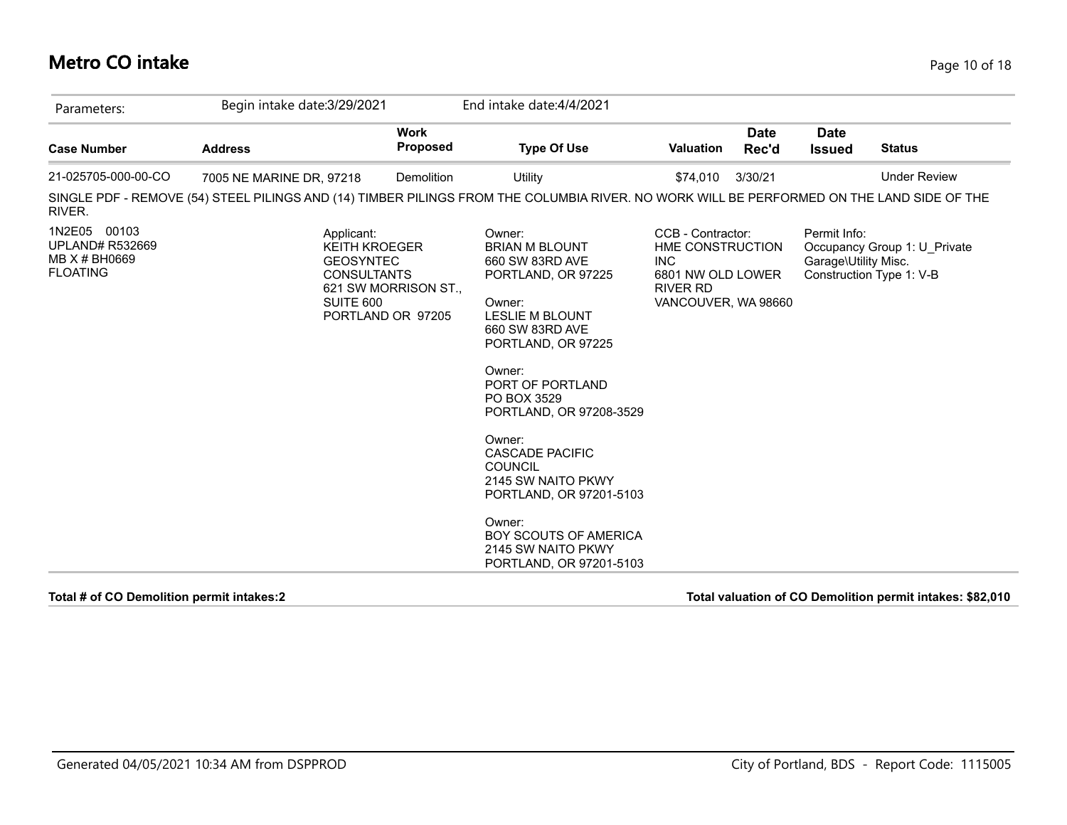# Metro CO intake

| Parameters: | Begin intake date:3/29/2021 | | End intake date:4/4/2021 | | | | |
|---|---|---|---|---|---|---|---|
| **Case Number** | **Address** | **Work Proposed** | **Type Of Use** | **Valuation** | **Date Rec'd** | **Date Issued** | **Status** |
| 21-025705-000-00-CO | 7005 NE MARINE DR, 97218 | Demolition | Utility | $74,010 | 3/30/21 | | Under Review |

SINGLE PDF - REMOVE (54) STEEL PILINGS AND (14) TIMBER PILINGS FROM THE COLUMBIA RIVER. NO WORK WILL BE PERFORMED ON THE LAND SIDE OF THE RIVER.

1N2E05 00103
UPLAND# R532669
MB X # BH0669
FLOATING

Applicant:
KEITH KROEGER
GEOSYNTEC CONSULTANTS
621 SW MORRISON ST., SUITE 600
PORTLAND OR 97205

Owner:
BRIAN M BLOUNT
660 SW 83RD AVE
PORTLAND, OR 97225

Owner:
LESLIE M BLOUNT
660 SW 83RD AVE
PORTLAND, OR 97225

Owner:
PORT OF PORTLAND
PO BOX 3529
PORTLAND, OR 97208-3529

Owner:
CASCADE PACIFIC COUNCIL
2145 SW NAITO PKWY
PORTLAND, OR 97201-5103

Owner:
BOY SCOUTS OF AMERICA
2145 SW NAITO PKWY
PORTLAND, OR 97201-5103

CCB - Contractor:
HME CONSTRUCTION INC
6801 NW OLD LOWER RIVER RD
VANCOUVER, WA 98660

Permit Info:
Occupancy Group 1: U_Private Garage\Utility Misc.
Construction Type 1: V-B

**Total # of CO Demolition permit intakes:2**

**Total valuation of CO Demolition permit intakes: $82,010**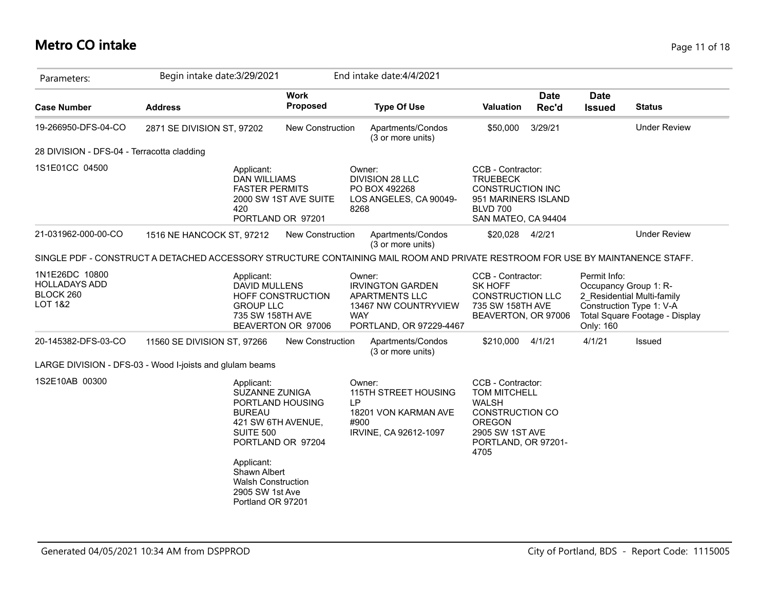# Metro CO intake

| Parameters: | Begin intake date:3/29/2021 | | End intake date:4/4/2021 | | | | |
|---|---|---|---|---|---|---|---|
| **Case Number** | **Address** | **Work Proposed** | **Type Of Use** | **Valuation** | **Date Rec'd** | **Date Issued** | **Status** |
| 19-266950-DFS-04-CO | 2871 SE DIVISION ST, 97202 | New Construction | Apartments/Condos (3 or more units) | $50,000 | 3/29/21 | | Under Review |
| 28 DIVISION - DFS-04 - Terracotta cladding | | | | | | | |
| 1S1E01CC 04500 | Applicant: DAN WILLIAMS FASTER PERMITS 2000 SW 1ST AVE SUITE 420 PORTLAND OR 97201 | | Owner: DIVISION 28 LLC PO BOX 492268 LOS ANGELES, CA 90049-8268 | CCB - Contractor: TRUEBECK CONSTRUCTION INC 951 MARINERS ISLAND BLVD 700 SAN MATEO, CA 94404 | | | |
| 21-031962-000-00-CO | 1516 NE HANCOCK ST, 97212 | New Construction | Apartments/Condos (3 or more units) | $20,028 | 4/2/21 | | Under Review |
| SINGLE PDF - CONSTRUCT A DETACHED ACCESSORY STRUCTURE CONTAINING MAIL ROOM AND PRIVATE RESTROOM FOR USE BY MAINTANENCE STAFF. | | | | | | | |
| 1N1E26DC 10800 HOLLADAYS ADD BLOCK 260 LOT 1&2 | Applicant: DAVID MULLENS HOFF CONSTRUCTION GROUP LLC 735 SW 158TH AVE BEAVERTON OR 97006 | | Owner: IRVINGTON GARDEN APARTMENTS LLC 13467 NW COUNTRYVIEW WAY PORTLAND, OR 97229-4467 | CCB - Contractor: SK HOFF CONSTRUCTION LLC 735 SW 158TH AVE BEAVERTON, OR 97006 | | Permit Info: Occupancy Group 1: R-2_Residential Multi-family Construction Type 1: V-A Total Square Footage - Display Only: 160 | |
| 20-145382-DFS-03-CO | 11560 SE DIVISION ST, 97266 | New Construction | Apartments/Condos (3 or more units) | $210,000 | 4/1/21 | 4/1/21 | Issued |
| LARGE DIVISION - DFS-03 - Wood I-joists and glulam beams | | | | | | | |
| 1S2E10AB 00300 | Applicant: SUZANNE ZUNIGA PORTLAND HOUSING BUREAU 421 SW 6TH AVENUE, SUITE 500 PORTLAND OR 97204<br><br>Applicant: Shawn Albert Walsh Construction 2905 SW 1st Ave Portland OR 97201 | | Owner: 115TH STREET HOUSING LP 18201 VON KARMAN AVE #900 IRVINE, CA 92612-1097 | CCB - Contractor: TOM MITCHELL WALSH CONSTRUCTION CO OREGON 2905 SW 1ST AVE PORTLAND, OR 97201-4705 | | | |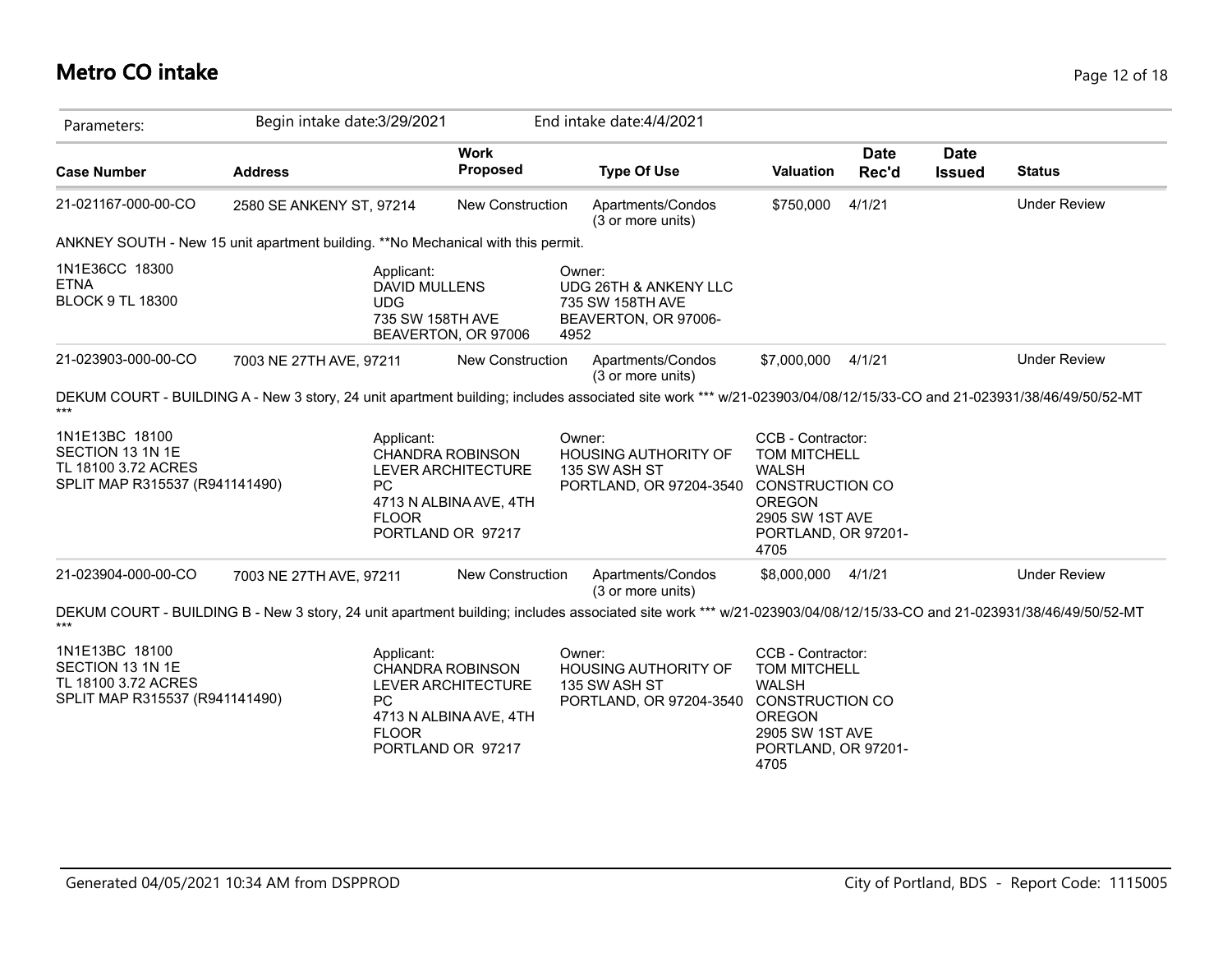# Metro CO intake

| Parameters: | Begin intake date:3/29/2021 | | End intake date:4/4/2021 | | | | |
|---|---|---|---|---|---|---|---|
| **Case Number** | **Address** | **Work Proposed** | **Type Of Use** | **Valuation** | **Date Rec'd** | **Date Issued** | **Status** |
| 21-021167-000-00-CO | 2580 SE ANKENY ST, 97214 | New Construction | Apartments/Condos (3 or more units) | $750,000 | 4/1/21 | | Under Review |

ANKNEY SOUTH - New 15 unit apartment building. **No Mechanical with this permit.

1N1E36CC 18300
ETNA
BLOCK 9 TL 18300

Applicant:
DAVID MULLENS
UDG
735 SW 158TH AVE
BEAVERTON, OR 97006

Owner:
UDG 26TH & ANKENY LLC
735 SW 158TH AVE
BEAVERTON, OR 97006-4952

| Case Number | Address | Work Proposed | Type Of Use | Valuation | Date Rec'd | Date Issued | Status |
|---|---|---|---|---|---|---|---|
| 21-023903-000-00-CO | 7003 NE 27TH AVE, 97211 | New Construction | Apartments/Condos (3 or more units) | $7,000,000 | 4/1/21 | | Under Review |

DEKUM COURT - BUILDING A - New 3 story, 24 unit apartment building; includes associated site work *** w/21-023903/04/08/12/15/33-CO and 21-023931/38/46/49/50/52-MT ***

1N1E13BC 18100
SECTION 13 1N 1E
TL 18100 3.72 ACRES
SPLIT MAP R315537 (R941141490)

Applicant:
CHANDRA ROBINSON
LEVER ARCHITECTURE PC
4713 N ALBINA AVE, 4TH FLOOR
PORTLAND OR 97217

Owner:
HOUSING AUTHORITY OF
135 SW ASH ST
PORTLAND, OR 97204-3540

CCB - Contractor:
TOM MITCHELL
WALSH CONSTRUCTION CO OREGON
2905 SW 1ST AVE
PORTLAND, OR 97201-4705

| Case Number | Address | Work Proposed | Type Of Use | Valuation | Date Rec'd | Date Issued | Status |
|---|---|---|---|---|---|---|---|
| 21-023904-000-00-CO | 7003 NE 27TH AVE, 97211 | New Construction | Apartments/Condos (3 or more units) | $8,000,000 | 4/1/21 | | Under Review |

DEKUM COURT - BUILDING B - New 3 story, 24 unit apartment building; includes associated site work *** w/21-023903/04/08/12/15/33-CO and 21-023931/38/46/49/50/52-MT ***

1N1E13BC 18100
SECTION 13 1N 1E
TL 18100 3.72 ACRES
SPLIT MAP R315537 (R941141490)

Applicant:
CHANDRA ROBINSON
LEVER ARCHITECTURE PC
4713 N ALBINA AVE, 4TH FLOOR
PORTLAND OR 97217

Owner:
HOUSING AUTHORITY OF
135 SW ASH ST
PORTLAND, OR 97204-3540

CCB - Contractor:
TOM MITCHELL
WALSH CONSTRUCTION CO OREGON
2905 SW 1ST AVE
PORTLAND, OR 97201-4705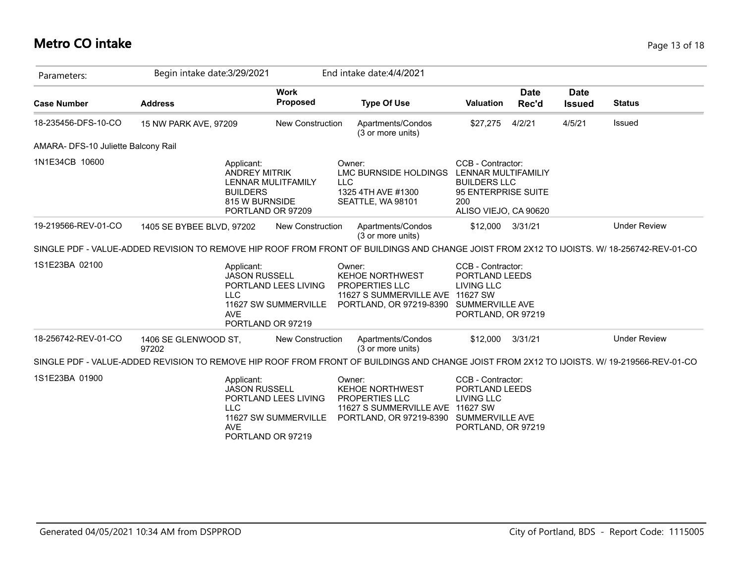# Metro CO intake

Parameters: Begin intake date:3/29/2021 End intake date:4/4/2021

| Case Number | Address | Work Proposed | Type Of Use | Valuation | Date Rec'd | Date Issued | Status |
|---|---|---|---|---|---|---|---|
| 18-235456-DFS-10-CO | 15 NW PARK AVE, 97209 | New Construction | Apartments/Condos (3 or more units) | $27,275 | 4/2/21 | 4/5/21 | Issued |

AMARA- DFS-10 Juliette Balcony Rail

1N1E34CB 10600

Applicant:
ANDREY MITRIK
LENNAR MULITFAMILY BUILDERS
815 W BURNSIDE
PORTLAND OR 97209

Owner:
LMC BURNSIDE HOLDINGS LLC
1325 4TH AVE #1300
SEATTLE, WA 98101

CCB - Contractor:
LENNAR MULTIFAMILIY BUILDERS LLC
95 ENTERPRISE SUITE 200
ALISO VIEJO, CA 90620

| Case Number | Address | Work Proposed | Type Of Use | Valuation | Date Rec'd | Date Issued | Status |
|---|---|---|---|---|---|---|---|
| 19-219566-REV-01-CO | 1405 SE BYBEE BLVD, 97202 | New Construction | Apartments/Condos (3 or more units) | $12,000 | 3/31/21 | | Under Review |

SINGLE PDF - VALUE-ADDED REVISION TO REMOVE HIP ROOF FROM FRONT OF BUILDINGS AND CHANGE JOIST FROM 2X12 TO IJOISTS. W/ 18-256742-REV-01-CO

1S1E23BA 02100

Applicant:
JASON RUSSELL
PORTLAND LEES LIVING LLC
11627 SW SUMMERVILLE AVE
PORTLAND OR 97219

Owner:
KEHOE NORTHWEST PROPERTIES LLC
11627 S SUMMERVILLE AVE
PORTLAND, OR 97219-8390

CCB - Contractor:
PORTLAND LEEDS LIVING LLC
11627 SW SUMMERVILLE AVE
PORTLAND, OR 97219

| Case Number | Address | Work Proposed | Type Of Use | Valuation | Date Rec'd | Date Issued | Status |
|---|---|---|---|---|---|---|---|
| 18-256742-REV-01-CO | 1406 SE GLENWOOD ST, 97202 | New Construction | Apartments/Condos (3 or more units) | $12,000 | 3/31/21 | | Under Review |

SINGLE PDF - VALUE-ADDED REVISION TO REMOVE HIP ROOF FROM FRONT OF BUILDINGS AND CHANGE JOIST FROM 2X12 TO IJOISTS. W/ 19-219566-REV-01-CO

1S1E23BA 01900

Applicant:
JASON RUSSELL
PORTLAND LEES LIVING LLC
11627 SW SUMMERVILLE AVE
PORTLAND OR 97219

Owner:
KEHOE NORTHWEST PROPERTIES LLC
11627 S SUMMERVILLE AVE
PORTLAND, OR 97219-8390

CCB - Contractor:
PORTLAND LEEDS LIVING LLC
11627 SW SUMMERVILLE AVE
PORTLAND, OR 97219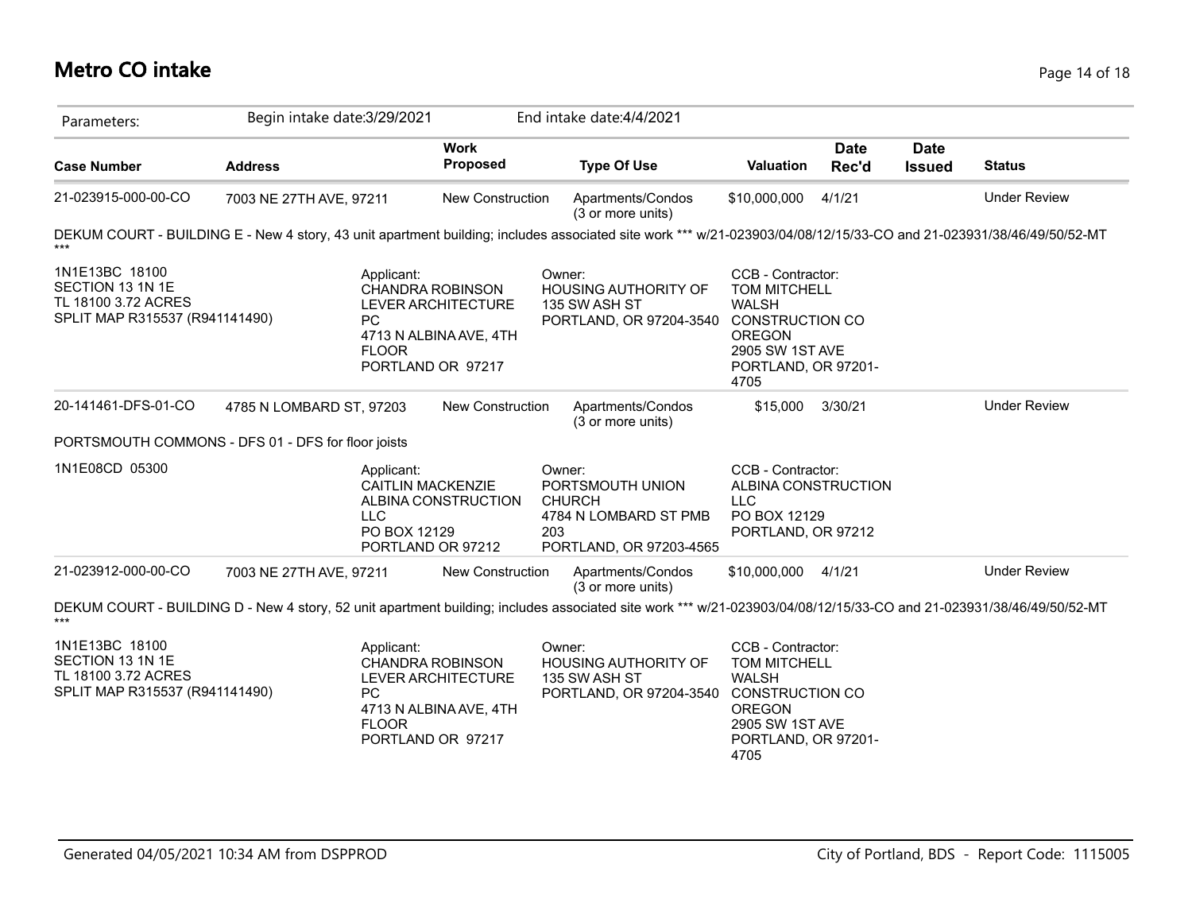# Metro CO intake

Parameters: Begin intake date:3/29/2021 End intake date:4/4/2021

| Case Number | Address | Work Proposed | Type Of Use | Valuation | Date Rec'd | Date Issued | Status |
|---|---|---|---|---|---|---|---|
| 21-023915-000-00-CO | 7003 NE 27TH AVE, 97211 | New Construction | Apartments/Condos (3 or more units) | $10,000,000 | 4/1/21 | | Under Review |

DEKUM COURT - BUILDING E - New 4 story, 43 unit apartment building; includes associated site work *** w/21-023903/04/08/12/15/33-CO and 21-023931/38/46/49/50/52-MT ***

1N1E13BC 18100
SECTION 13 1N 1E
TL 18100 3.72 ACRES
SPLIT MAP R315537 (R941141490)

Applicant:
CHANDRA ROBINSON
LEVER ARCHITECTURE PC
4713 N ALBINA AVE, 4TH FLOOR
PORTLAND OR 97217

Owner:
HOUSING AUTHORITY OF
135 SW ASH ST
PORTLAND, OR 97204-3540

CCB - Contractor:
TOM MITCHELL
WALSH CONSTRUCTION CO OREGON
2905 SW 1ST AVE
PORTLAND, OR 97201-4705

| Case Number | Address | Work Proposed | Type Of Use | Valuation | Date Rec'd | Date Issued | Status |
|---|---|---|---|---|---|---|---|
| 20-141461-DFS-01-CO | 4785 N LOMBARD ST, 97203 | New Construction | Apartments/Condos (3 or more units) | $15,000 | 3/30/21 | | Under Review |

PORTSMOUTH COMMONS - DFS 01 - DFS for floor joists

1N1E08CD 05300

Applicant:
CAITLIN MACKENZIE
ALBINA CONSTRUCTION LLC
PO BOX 12129
PORTLAND OR 97212

Owner:
PORTSMOUTH UNION CHURCH
4784 N LOMBARD ST PMB 203
PORTLAND, OR 97203-4565

CCB - Contractor:
ALBINA CONSTRUCTION LLC
PO BOX 12129
PORTLAND, OR 97212

| Case Number | Address | Work Proposed | Type Of Use | Valuation | Date Rec'd | Date Issued | Status |
|---|---|---|---|---|---|---|---|
| 21-023912-000-00-CO | 7003 NE 27TH AVE, 97211 | New Construction | Apartments/Condos (3 or more units) | $10,000,000 | 4/1/21 | | Under Review |

DEKUM COURT - BUILDING D - New 4 story, 52 unit apartment building; includes associated site work *** w/21-023903/04/08/12/15/33-CO and 21-023931/38/46/49/50/52-MT ***

1N1E13BC 18100
SECTION 13 1N 1E
TL 18100 3.72 ACRES
SPLIT MAP R315537 (R941141490)

Applicant:
CHANDRA ROBINSON
LEVER ARCHITECTURE PC
4713 N ALBINA AVE, 4TH FLOOR
PORTLAND OR 97217

Owner:
HOUSING AUTHORITY OF
135 SW ASH ST
PORTLAND, OR 97204-3540

CCB - Contractor:
TOM MITCHELL
WALSH CONSTRUCTION CO OREGON
2905 SW 1ST AVE
PORTLAND, OR 97201-4705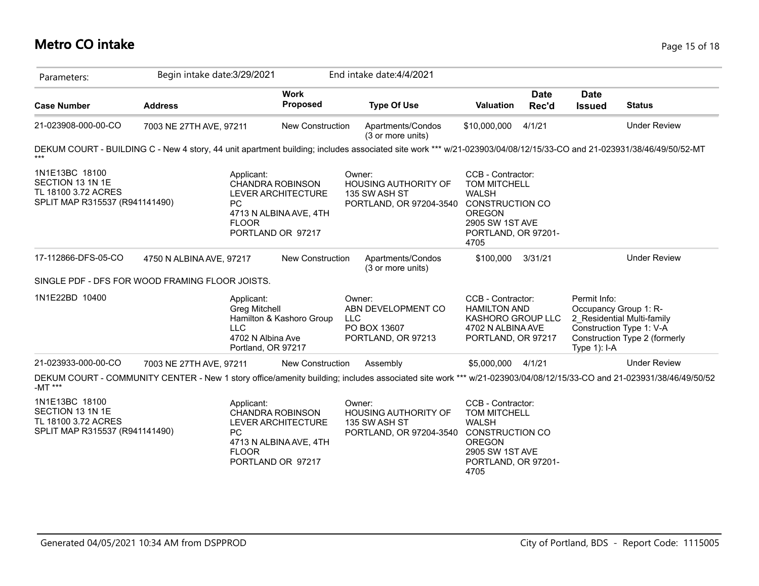# Metro CO intake

| Parameters: | Begin intake date:3/29/2021 | | End intake date:4/4/2021 | | | | |
|---|---|---|---|---|---|---|---|
| **Case Number** | **Address** | **Work Proposed** | **Type Of Use** | **Valuation** | **Date Rec'd** | **Date Issued** | **Status** |
| 21-023908-000-00-CO | 7003 NE 27TH AVE, 97211 | New Construction | Apartments/Condos (3 or more units) | $10,000,000 | 4/1/21 | | Under Review |

DEKUM COURT - BUILDING C - New 4 story, 44 unit apartment building; includes associated site work *** w/21-023903/04/08/12/15/33-CO and 21-023931/38/46/49/50/52-MT ***

| | Applicant: | Owner: | CCB - Contractor: |
|---|---|---|---|
| 1N1E13BC 18100<br>SECTION 13 1N 1E<br>TL 18100 3.72 ACRES<br>SPLIT MAP R315537 (R941141490) | CHANDRA ROBINSON<br>LEVER ARCHITECTURE PC<br>4713 N ALBINA AVE, 4TH FLOOR<br>PORTLAND OR 97217 | HOUSING AUTHORITY OF<br>135 SW ASH ST<br>PORTLAND, OR 97204-3540 | TOM MITCHELL<br>WALSH CONSTRUCTION CO OREGON<br>2905 SW 1ST AVE<br>PORTLAND, OR 97201-4705 |

| Case Number | Address | Work Proposed | Type Of Use | Valuation | Date Rec'd | Date Issued | Status |
|---|---|---|---|---|---|---|---|
| 17-112866-DFS-05-CO | 4750 N ALBINA AVE, 97217 | New Construction | Apartments/Condos (3 or more units) | $100,000 | 3/31/21 | | Under Review |

SINGLE PDF - DFS FOR WOOD FRAMING FLOOR JOISTS.

| | Applicant: | Owner: | CCB - Contractor: | Permit Info: |
|---|---|---|---|---|
| 1N1E22BD 10400 | Greg Mitchell<br>Hamilton & Kashoro Group LLC<br>4702 N Albina Ave<br>Portland, OR 97217 | ABN DEVELOPMENT CO LLC<br>PO BOX 13607<br>PORTLAND, OR 97213 | HAMILTON AND KASHORO GROUP LLC<br>4702 N ALBINA AVE<br>PORTLAND, OR 97217 | Occupancy Group 1: R-2_Residential Multi-family<br>Construction Type 1: V-A<br>Construction Type 2 (formerly Type 1): I-A |

| Case Number | Address | Work Proposed | Type Of Use | Valuation | Date Rec'd | Date Issued | Status |
|---|---|---|---|---|---|---|---|
| 21-023933-000-00-CO | 7003 NE 27TH AVE, 97211 | New Construction | Assembly | $5,000,000 | 4/1/21 | | Under Review |

DEKUM COURT - COMMUNITY CENTER - New 1 story office/amenity building; includes associated site work *** w/21-023903/04/08/12/15/33-CO and 21-023931/38/46/49/50/52-MT ***

| | Applicant: | Owner: | CCB - Contractor: |
|---|---|---|---|
| 1N1E13BC 18100<br>SECTION 13 1N 1E<br>TL 18100 3.72 ACRES<br>SPLIT MAP R315537 (R941141490) | CHANDRA ROBINSON<br>LEVER ARCHITECTURE PC<br>4713 N ALBINA AVE, 4TH FLOOR<br>PORTLAND OR 97217 | HOUSING AUTHORITY OF<br>135 SW ASH ST<br>PORTLAND, OR 97204-3540 | TOM MITCHELL<br>WALSH CONSTRUCTION CO OREGON<br>2905 SW 1ST AVE<br>PORTLAND, OR 97201-4705 |

Generated 04/05/2021 10:34 AM from DSPPROD — City of Portland, BDS - Report Code: 1115005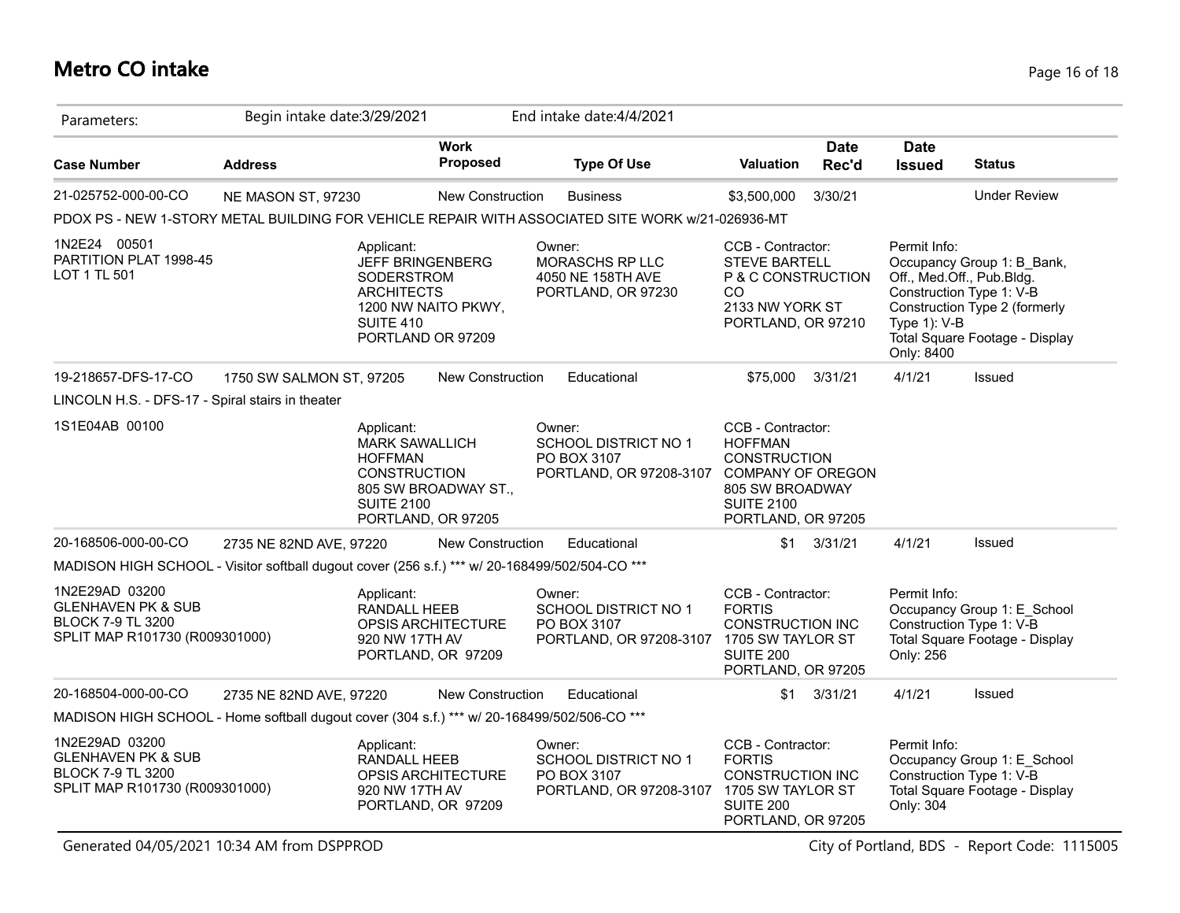# Metro CO intake

| Parameters: | Begin intake date:3/29/2021 | | End intake date:4/4/2021 | | | | |
|---|---|---|---|---|---|---|---|
| **Case Number** | **Address** | **Work Proposed** | **Type Of Use** | **Valuation** | **Date Rec'd** | **Date Issued** | **Status** |
| 21-025752-000-00-CO | NE MASON ST, 97230 | New Construction | Business | $3,500,000 | 3/30/21 | | Under Review |

PDOX PS - NEW 1-STORY METAL BUILDING FOR VEHICLE REPAIR WITH ASSOCIATED SITE WORK w/21-026936-MT

1N2E24 00501
PARTITION PLAT 1998-45
LOT 1 TL 501

Applicant:
JEFF BRINGENBERG
SODERSTROM ARCHITECTS
1200 NW NAITO PKWY, SUITE 410
PORTLAND OR 97209

Owner:
MORASCHS RP LLC
4050 NE 158TH AVE
PORTLAND, OR 97230

CCB - Contractor:
STEVE BARTELL
P & C CONSTRUCTION CO
2133 NW YORK ST
PORTLAND, OR 97210

Permit Info:
Occupancy Group 1: B_Bank, Off., Med.Off., Pub.Bldg.
Construction Type 1: V-B
Construction Type 2 (formerly Type 1): V-B
Total Square Footage - Display Only: 8400

| Case Number | Address | Work Proposed | Type Of Use | Valuation | Date Rec'd | Date Issued | Status |
|---|---|---|---|---|---|---|---|
| 19-218657-DFS-17-CO | 1750 SW SALMON ST, 97205 | New Construction | Educational | $75,000 | 3/31/21 | 4/1/21 | Issued |

LINCOLN H.S. - DFS-17 - Spiral stairs in theater

1S1E04AB 00100

Applicant:
MARK SAWALLICH
HOFFMAN CONSTRUCTION
805 SW BROADWAY ST., SUITE 2100
PORTLAND, OR 97205

Owner:
SCHOOL DISTRICT NO 1
PO BOX 3107
PORTLAND, OR 97208-3107

CCB - Contractor:
HOFFMAN CONSTRUCTION COMPANY OF OREGON
805 SW BROADWAY
SUITE 2100
PORTLAND, OR 97205

| Case Number | Address | Work Proposed | Type Of Use | Valuation | Date Rec'd | Date Issued | Status |
|---|---|---|---|---|---|---|---|
| 20-168506-000-00-CO | 2735 NE 82ND AVE, 97220 | New Construction | Educational | $1 | 3/31/21 | 4/1/21 | Issued |

MADISON HIGH SCHOOL - Visitor softball dugout cover (256 s.f.) *** w/ 20-168499/502/504-CO ***

1N2E29AD 03200
GLENHAVEN PK & SUB
BLOCK 7-9 TL 3200
SPLIT MAP R101730 (R009301000)

Applicant:
RANDALL HEEB
OPSIS ARCHITECTURE
920 NW 17TH AV
PORTLAND, OR 97209

Owner:
SCHOOL DISTRICT NO 1
PO BOX 3107
PORTLAND, OR 97208-3107

CCB - Contractor:
FORTIS CONSTRUCTION INC
1705 SW TAYLOR ST
SUITE 200
PORTLAND, OR 97205

Permit Info:
Occupancy Group 1: E_School
Construction Type 1: V-B
Total Square Footage - Display Only: 256

| Case Number | Address | Work Proposed | Type Of Use | Valuation | Date Rec'd | Date Issued | Status |
|---|---|---|---|---|---|---|---|
| 20-168504-000-00-CO | 2735 NE 82ND AVE, 97220 | New Construction | Educational | $1 | 3/31/21 | 4/1/21 | Issued |

MADISON HIGH SCHOOL - Home softball dugout cover (304 s.f.) *** w/ 20-168499/502/506-CO ***

1N2E29AD 03200
GLENHAVEN PK & SUB
BLOCK 7-9 TL 3200
SPLIT MAP R101730 (R009301000)

Applicant:
RANDALL HEEB
OPSIS ARCHITECTURE
920 NW 17TH AV
PORTLAND, OR 97209

Owner:
SCHOOL DISTRICT NO 1
PO BOX 3107
PORTLAND, OR 97208-3107

CCB - Contractor:
FORTIS CONSTRUCTION INC
1705 SW TAYLOR ST
SUITE 200
PORTLAND, OR 97205

Permit Info:
Occupancy Group 1: E_School
Construction Type 1: V-B
Total Square Footage - Display Only: 304

Generated 04/05/2021 10:34 AM from DSPPROD

City of Portland, BDS - Report Code: 1115005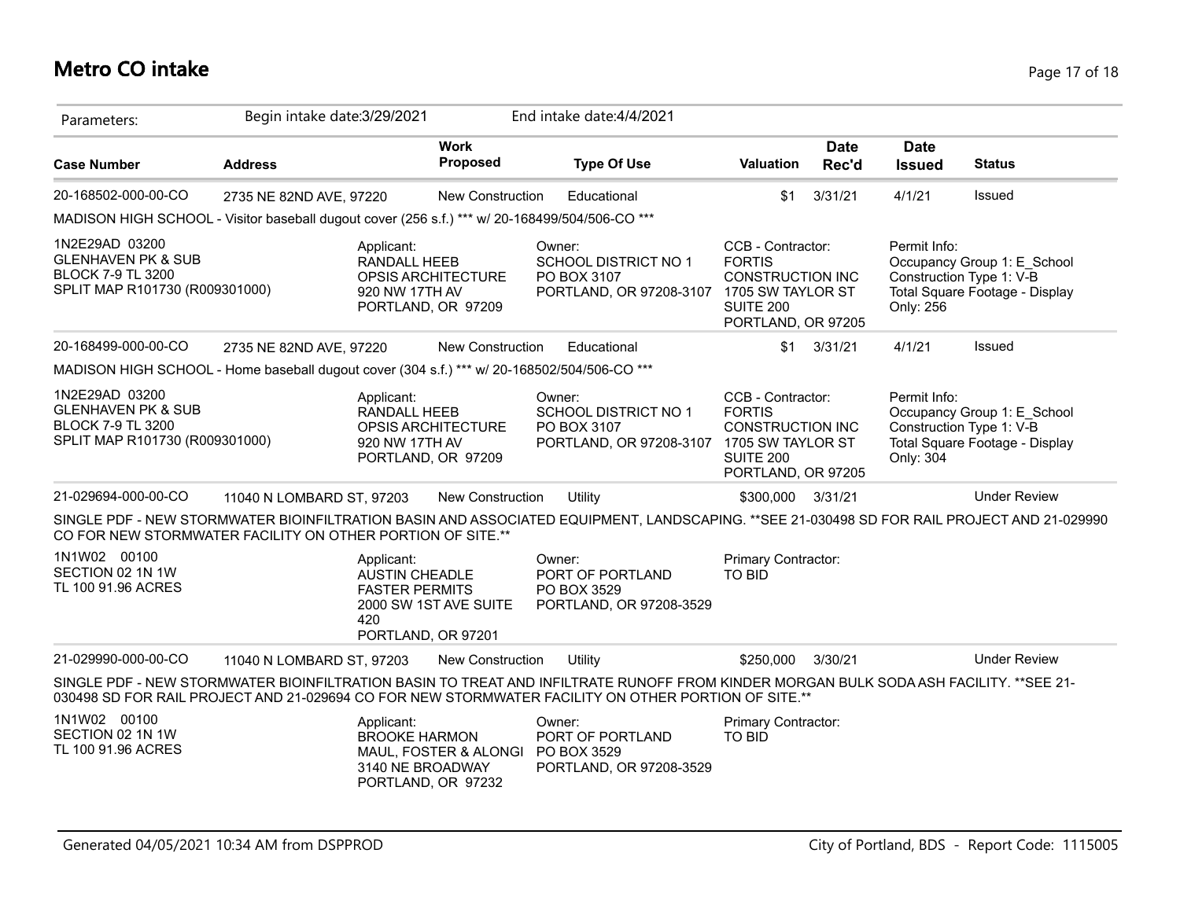# Metro CO intake

Parameters: Begin intake date:3/29/2021 End intake date:4/4/2021

| Case Number | Address | Work Proposed | Type Of Use | Valuation | Date Rec'd | Date Issued | Status |
|---|---|---|---|---|---|---|---|
| 20-168502-000-00-CO | 2735 NE 82ND AVE, 97220 | New Construction | Educational | $1 | 3/31/21 | 4/1/21 | Issued |

MADISON HIGH SCHOOL - Visitor baseball dugout cover (256 s.f.) *** w/ 20-168499/504/506-CO ***

1N2E29AD 03200
GLENHAVEN PK & SUB
BLOCK 7-9 TL 3200
SPLIT MAP R101730 (R009301000)

Applicant:
RANDALL HEEB
OPSIS ARCHITECTURE
920 NW 17TH AV
PORTLAND, OR 97209

Owner:
SCHOOL DISTRICT NO 1
PO BOX 3107
PORTLAND, OR 97208-3107

CCB - Contractor:
FORTIS
CONSTRUCTION INC
1705 SW TAYLOR ST
SUITE 200
PORTLAND, OR 97205

Permit Info:
Occupancy Group 1: E_School
Construction Type 1: V-B
Total Square Footage - Display Only: 256

| Case Number | Address | Work Proposed | Type Of Use | Valuation | Date Rec'd | Date Issued | Status |
|---|---|---|---|---|---|---|---|
| 20-168499-000-00-CO | 2735 NE 82ND AVE, 97220 | New Construction | Educational | $1 | 3/31/21 | 4/1/21 | Issued |

MADISON HIGH SCHOOL - Home baseball dugout cover (304 s.f.) *** w/ 20-168502/504/506-CO ***

1N2E29AD 03200
GLENHAVEN PK & SUB
BLOCK 7-9 TL 3200
SPLIT MAP R101730 (R009301000)

Applicant:
RANDALL HEEB
OPSIS ARCHITECTURE
920 NW 17TH AV
PORTLAND, OR 97209

Owner:
SCHOOL DISTRICT NO 1
PO BOX 3107
PORTLAND, OR 97208-3107

CCB - Contractor:
FORTIS
CONSTRUCTION INC
1705 SW TAYLOR ST
SUITE 200
PORTLAND, OR 97205

Permit Info:
Occupancy Group 1: E_School
Construction Type 1: V-B
Total Square Footage - Display Only: 304

| Case Number | Address | Work Proposed | Type Of Use | Valuation | Date Rec'd | Date Issued | Status |
|---|---|---|---|---|---|---|---|
| 21-029694-000-00-CO | 11040 N LOMBARD ST, 97203 | New Construction | Utility | $300,000 | 3/31/21 | | Under Review |

SINGLE PDF - NEW STORMWATER BIOINFILTRATION BASIN AND ASSOCIATED EQUIPMENT, LANDSCAPING. **SEE 21-030498 SD FOR RAIL PROJECT AND 21-029990 CO FOR NEW STORMWATER FACILITY ON OTHER PORTION OF SITE.**

1N1W02 00100
SECTION 02 1N 1W
TL 100 91.96 ACRES

Applicant:
AUSTIN CHEADLE
FASTER PERMITS
2000 SW 1ST AVE SUITE 420
PORTLAND, OR 97201

Owner:
PORT OF PORTLAND
PO BOX 3529
PORTLAND, OR 97208-3529

Primary Contractor:
TO BID

| Case Number | Address | Work Proposed | Type Of Use | Valuation | Date Rec'd | Date Issued | Status |
|---|---|---|---|---|---|---|---|
| 21-029990-000-00-CO | 11040 N LOMBARD ST, 97203 | New Construction | Utility | $250,000 | 3/30/21 | | Under Review |

SINGLE PDF - NEW STORMWATER BIOINFILTRATION BASIN TO TREAT AND INFILTRATE RUNOFF FROM KINDER MORGAN BULK SODA ASH FACILITY. **SEE 21-030498 SD FOR RAIL PROJECT AND 21-029694 CO FOR NEW STORMWATER FACILITY ON OTHER PORTION OF SITE.**

1N1W02 00100
SECTION 02 1N 1W
TL 100 91.96 ACRES

Applicant:
BROOKE HARMON
MAUL, FOSTER & ALONGI
3140 NE BROADWAY
PORTLAND, OR 97232

Owner:
PORT OF PORTLAND
PO BOX 3529
PORTLAND, OR 97208-3529

Primary Contractor:
TO BID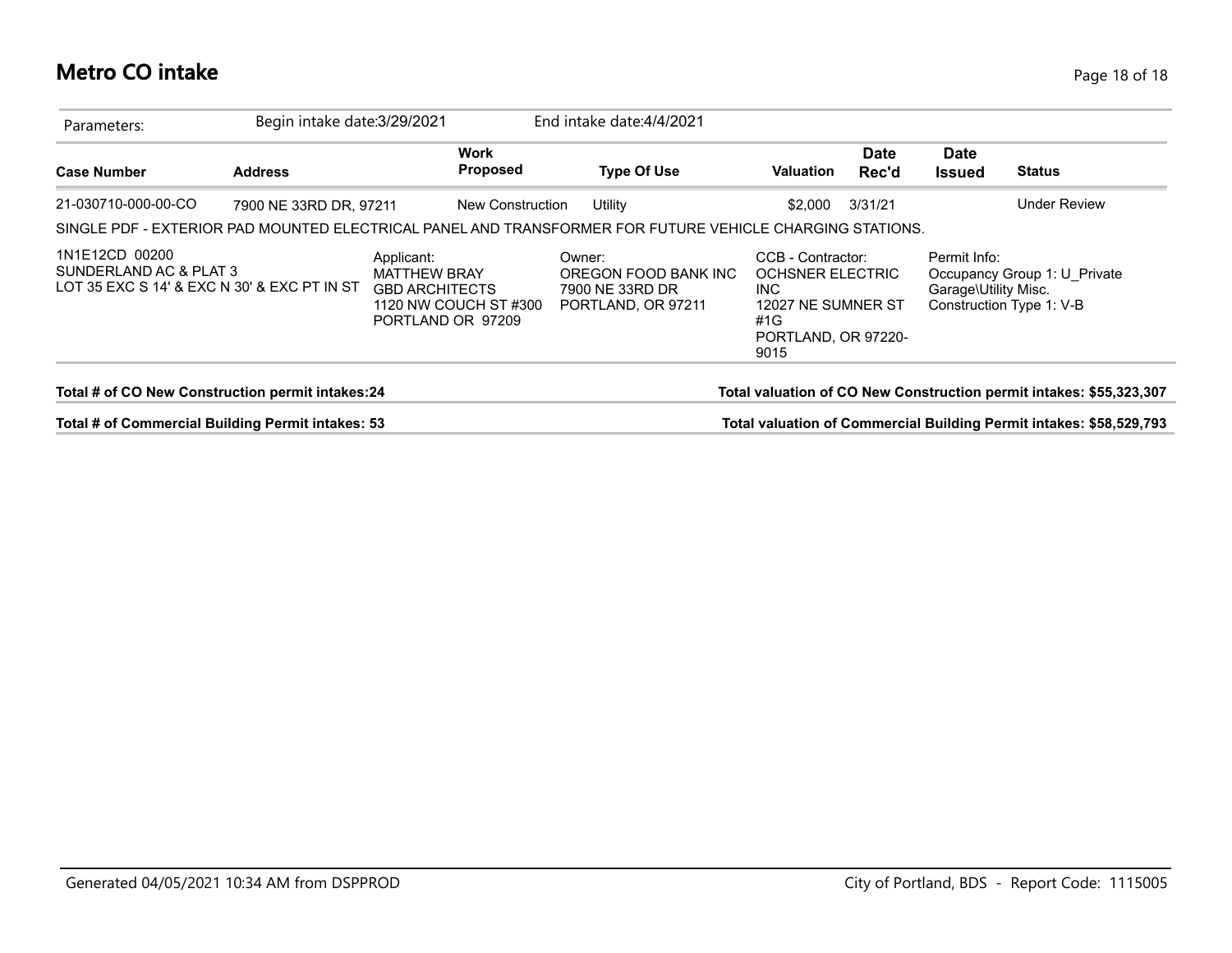# Metro CO intake

| Parameters: | Begin intake date:3/29/2021 | | End intake date:4/4/2021 | | | | |
|---|---|---|---|---|---|---|---|
| **Case Number** | **Address** | **Work Proposed** | **Type Of Use** | **Valuation** | **Date Rec'd** | **Date Issued** | **Status** |
| 21-030710-000-00-CO | 7900 NE 33RD DR, 97211 | New Construction | Utility | $2,000 | 3/31/21 | | Under Review |

SINGLE PDF - EXTERIOR PAD MOUNTED ELECTRICAL PANEL AND TRANSFORMER FOR FUTURE VEHICLE CHARGING STATIONS.

1N1E12CD 00200
SUNDERLAND AC & PLAT 3
LOT 35 EXC S 14' & EXC N 30' & EXC PT IN ST

Applicant:
MATTHEW BRAY
GBD ARCHITECTS
1120 NW COUCH ST #300
PORTLAND OR 97209

Owner:
OREGON FOOD BANK INC
7900 NE 33RD DR
PORTLAND, OR 97211

CCB - Contractor:
OCHSNER ELECTRIC INC
12027 NE SUMNER ST #1G
PORTLAND, OR 97220-9015

Permit Info:
Occupancy Group 1: U_Private Garage\Utility Misc.
Construction Type 1: V-B

**Total # of CO New Construction permit intakes:24**

**Total valuation of CO New Construction permit intakes: $55,323,307**

**Total # of Commercial Building Permit intakes: 53**

**Total valuation of Commercial Building Permit intakes: $58,529,793**

Generated 04/05/2021 10:34 AM from DSPPROD

City of Portland, BDS - Report Code: 1115005